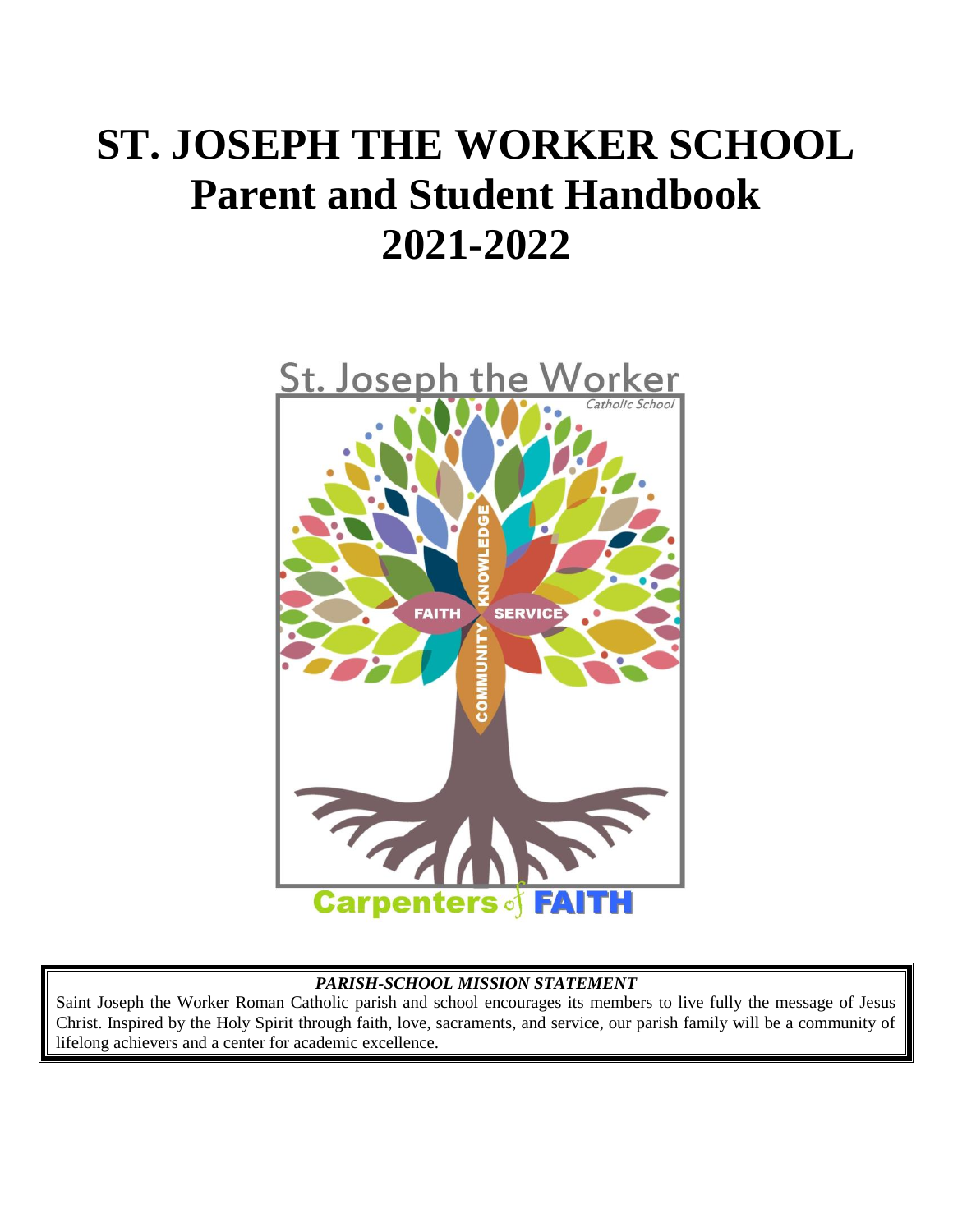# ST. JOSEPH THE WORKER SCHOOL
# Parent and Student Handbook
# 2021-2022

***PARISH-SCHOOL MISSION STATEMENT***

Saint Joseph the Worker Roman Catholic parish and school encourages its members to live fully the message of Jesus Christ. Inspired by the Holy Spirit through faith, love, sacraments, and service, our parish family will be a community of lifelong achievers and a center for academic excellence.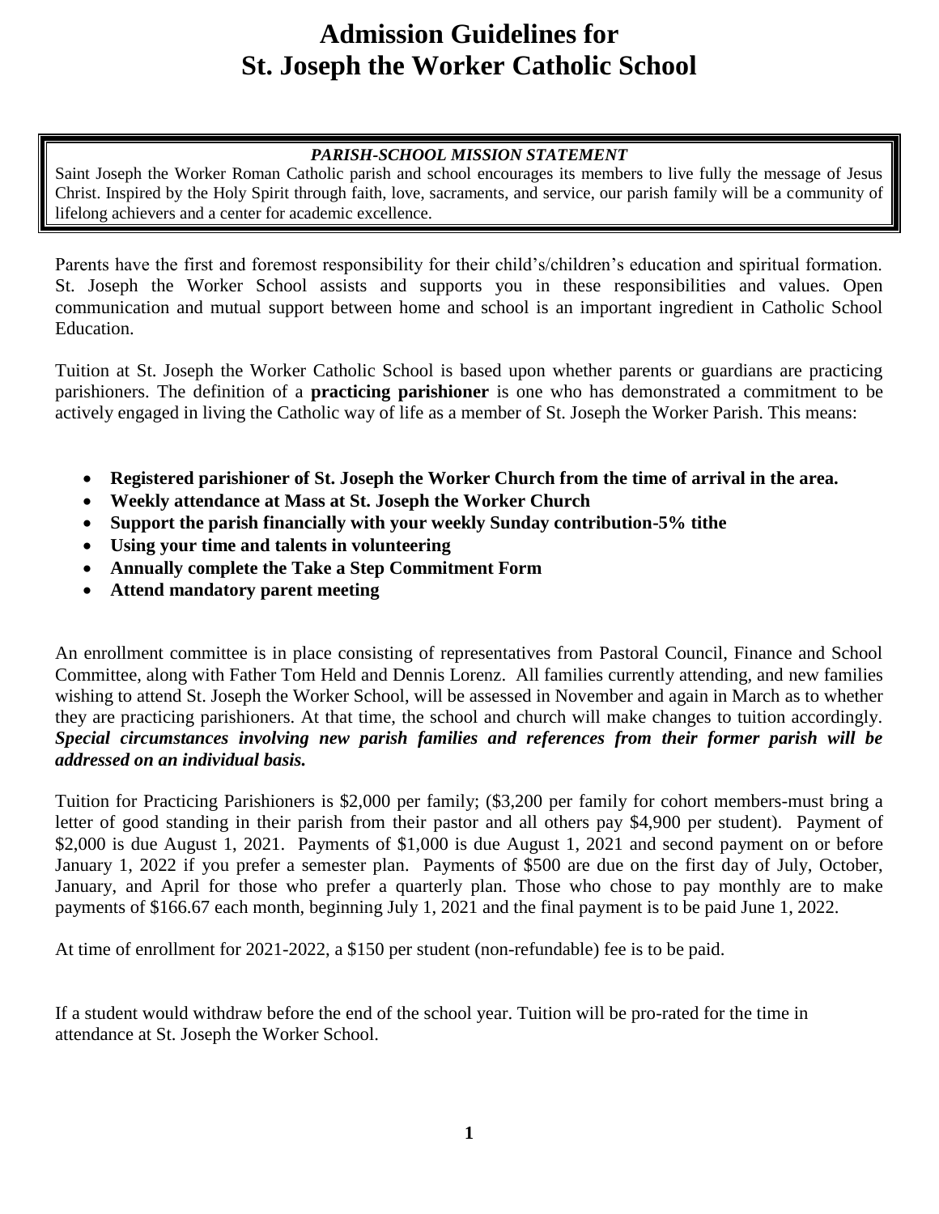# Admission Guidelines for St. Joseph the Worker Catholic School

***PARISH-SCHOOL MISSION STATEMENT***

Saint Joseph the Worker Roman Catholic parish and school encourages its members to live fully the message of Jesus Christ. Inspired by the Holy Spirit through faith, love, sacraments, and service, our parish family will be a community of lifelong achievers and a center for academic excellence.

Parents have the first and foremost responsibility for their child's/children's education and spiritual formation. St. Joseph the Worker School assists and supports you in these responsibilities and values. Open communication and mutual support between home and school is an important ingredient in Catholic School Education.

Tuition at St. Joseph the Worker Catholic School is based upon whether parents or guardians are practicing parishioners. The definition of a **practicing parishioner** is one who has demonstrated a commitment to be actively engaged in living the Catholic way of life as a member of St. Joseph the Worker Parish. This means:

- **Registered parishioner of St. Joseph the Worker Church from the time of arrival in the area.**
- **Weekly attendance at Mass at St. Joseph the Worker Church**
- **Support the parish financially with your weekly Sunday contribution-5% tithe**
- **Using your time and talents in volunteering**
- **Annually complete the Take a Step Commitment Form**
- **Attend mandatory parent meeting**

An enrollment committee is in place consisting of representatives from Pastoral Council, Finance and School Committee, along with Father Tom Held and Dennis Lorenz. All families currently attending, and new families wishing to attend St. Joseph the Worker School, will be assessed in November and again in March as to whether they are practicing parishioners. At that time, the school and church will make changes to tuition accordingly. ***Special circumstances involving new parish families and references from their former parish will be addressed on an individual basis.***

Tuition for Practicing Parishioners is $2,000 per family; ($3,200 per family for cohort members-must bring a letter of good standing in their parish from their pastor and all others pay $4,900 per student). Payment of $2,000 is due August 1, 2021. Payments of $1,000 is due August 1, 2021 and second payment on or before January 1, 2022 if you prefer a semester plan. Payments of $500 are due on the first day of July, October, January, and April for those who prefer a quarterly plan. Those who chose to pay monthly are to make payments of $166.67 each month, beginning July 1, 2021 and the final payment is to be paid June 1, 2022.

At time of enrollment for 2021-2022, a $150 per student (non-refundable) fee is to be paid.

If a student would withdraw before the end of the school year. Tuition will be pro-rated for the time in attendance at St. Joseph the Worker School.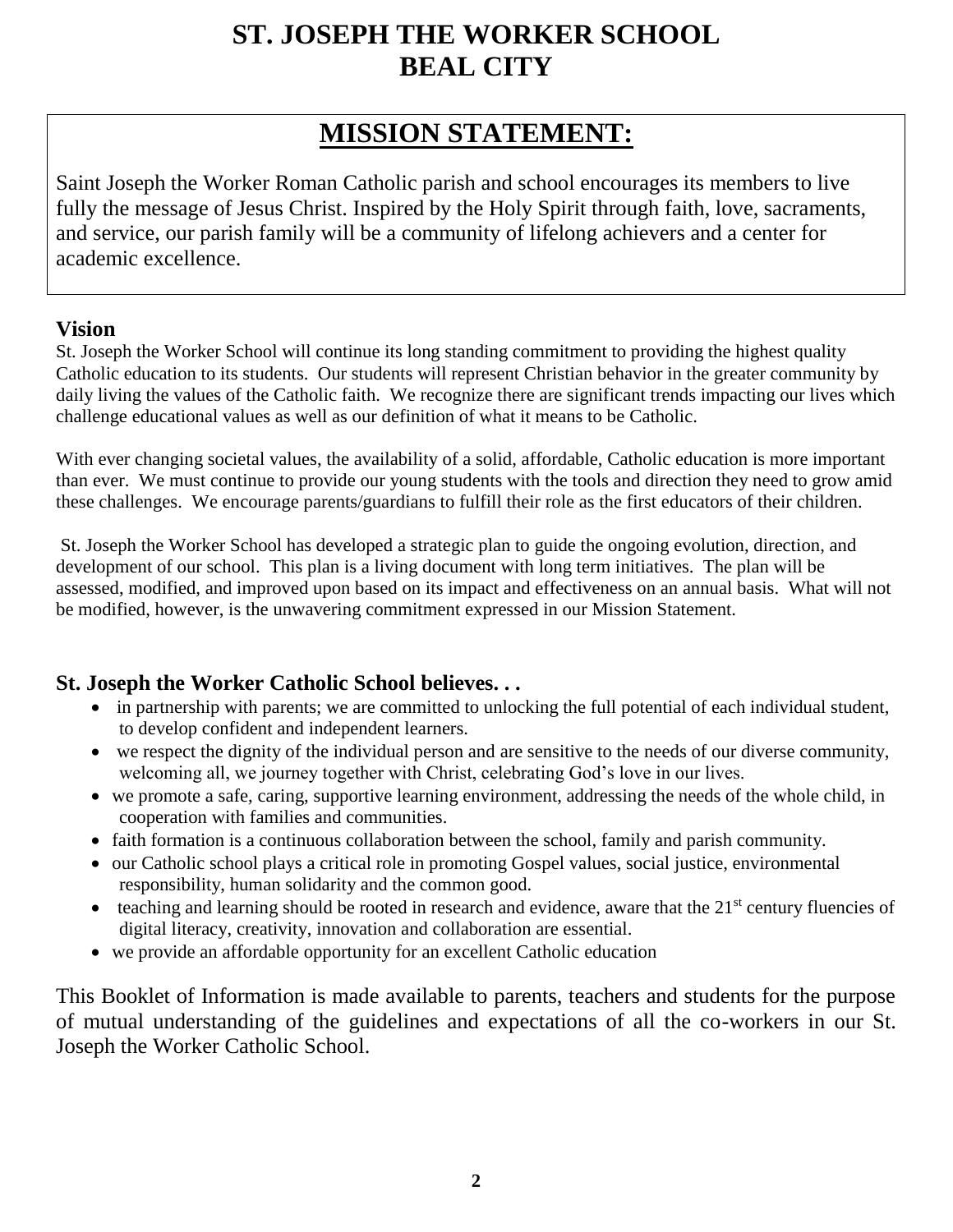# ST. JOSEPH THE WORKER SCHOOL
# BEAL CITY

## MISSION STATEMENT:

Saint Joseph the Worker Roman Catholic parish and school encourages its members to live fully the message of Jesus Christ. Inspired by the Holy Spirit through faith, love, sacraments, and service, our parish family will be a community of lifelong achievers and a center for academic excellence.

### Vision

St. Joseph the Worker School will continue its long standing commitment to providing the highest quality Catholic education to its students. Our students will represent Christian behavior in the greater community by daily living the values of the Catholic faith. We recognize there are significant trends impacting our lives which challenge educational values as well as our definition of what it means to be Catholic.

With ever changing societal values, the availability of a solid, affordable, Catholic education is more important than ever. We must continue to provide our young students with the tools and direction they need to grow amid these challenges. We encourage parents/guardians to fulfill their role as the first educators of their children.

St. Joseph the Worker School has developed a strategic plan to guide the ongoing evolution, direction, and development of our school. This plan is a living document with long term initiatives. The plan will be assessed, modified, and improved upon based on its impact and effectiveness on an annual basis. What will not be modified, however, is the unwavering commitment expressed in our Mission Statement.

### St. Joseph the Worker Catholic School believes. . .

- in partnership with parents; we are committed to unlocking the full potential of each individual student, to develop confident and independent learners.
- we respect the dignity of the individual person and are sensitive to the needs of our diverse community, welcoming all, we journey together with Christ, celebrating God's love in our lives.
- we promote a safe, caring, supportive learning environment, addressing the needs of the whole child, in cooperation with families and communities.
- faith formation is a continuous collaboration between the school, family and parish community.
- our Catholic school plays a critical role in promoting Gospel values, social justice, environmental responsibility, human solidarity and the common good.
- teaching and learning should be rooted in research and evidence, aware that the 21st century fluencies of digital literacy, creativity, innovation and collaboration are essential.
- we provide an affordable opportunity for an excellent Catholic education

This Booklet of Information is made available to parents, teachers and students for the purpose of mutual understanding of the guidelines and expectations of all the co-workers in our St. Joseph the Worker Catholic School.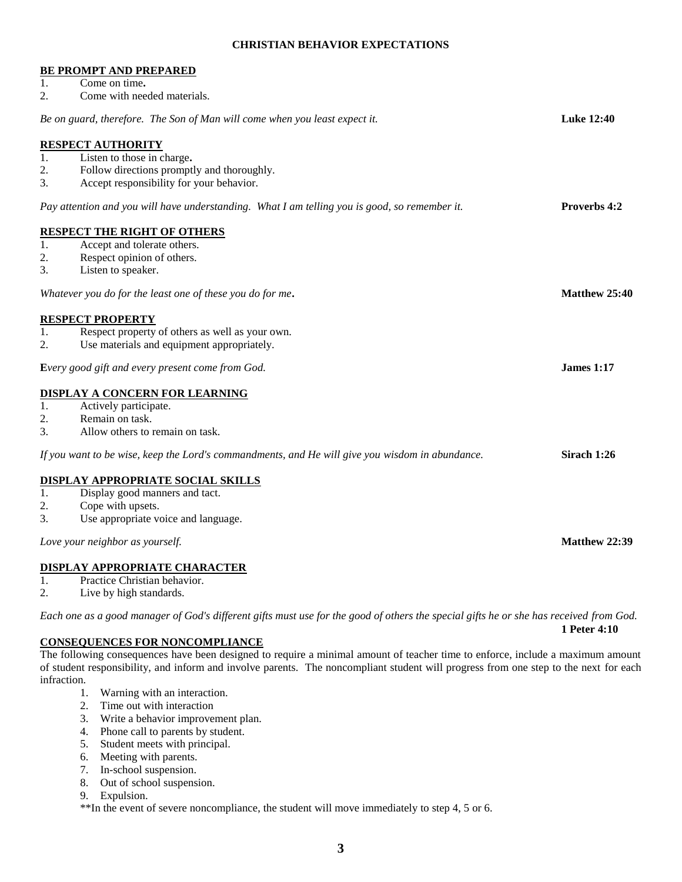# CHRISTIAN BEHAVIOR EXPECTATIONS

## BE PROMPT AND PREPARED

1. Come on time**.**
2. Come with needed materials.

*Be on guard, therefore. The Son of Man will come when you least expect it.* **Luke 12:40**

## RESPECT AUTHORITY

1. Listen to those in charge**.**
2. Follow directions promptly and thoroughly.
3. Accept responsibility for your behavior.

*Pay attention and you will have understanding. What I am telling you is good, so remember it.* **Proverbs 4:2**

## RESPECT THE RIGHT OF OTHERS

1. Accept and tolerate others.
2. Respect opinion of others.
3. Listen to speaker.

*Whatever you do for the least one of these you do for me***.** **Matthew 25:40**

## RESPECT PROPERTY

1. Respect property of others as well as your own.
2. Use materials and equipment appropriately.

**E***very good gift and every present come from God.* **James 1:17**

## DISPLAY A CONCERN FOR LEARNING

1. Actively participate.
2. Remain on task.
3. Allow others to remain on task.

*If you want to be wise, keep the Lord's commandments, and He will give you wisdom in abundance.* **Sirach 1:26**

## DISPLAY APPROPRIATE SOCIAL SKILLS

1. Display good manners and tact.
2. Cope with upsets.
3. Use appropriate voice and language.

*Love your neighbor as yourself.* **Matthew 22:39**

## DISPLAY APPROPRIATE CHARACTER

1. Practice Christian behavior.
2. Live by high standards.

*Each one as a good manager of God's different gifts must use for the good of others the special gifts he or she has received from God.* **1 Peter 4:10**

## CONSEQUENCES FOR NONCOMPLIANCE

The following consequences have been designed to require a minimal amount of teacher time to enforce, include a maximum amount of student responsibility, and inform and involve parents. The noncompliant student will progress from one step to the next for each infraction.

1. Warning with an interaction.
2. Time out with interaction
3. Write a behavior improvement plan.
4. Phone call to parents by student.
5. Student meets with principal.
6. Meeting with parents.
7. In-school suspension.
8. Out of school suspension.
9. Expulsion.

**In the event of severe noncompliance, the student will move immediately to step 4, 5 or 6.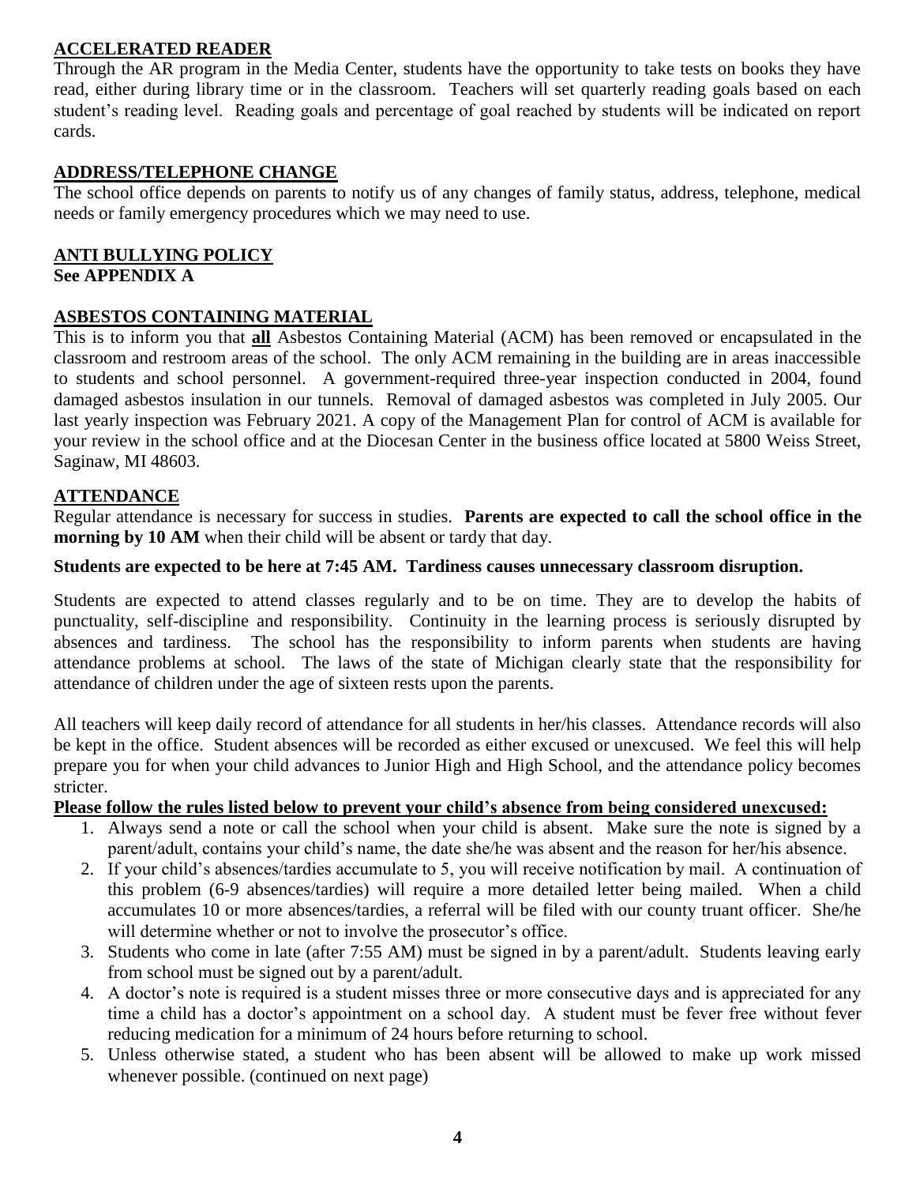## ACCELERATED READER

Through the AR program in the Media Center, students have the opportunity to take tests on books they have read, either during library time or in the classroom. Teachers will set quarterly reading goals based on each student's reading level. Reading goals and percentage of goal reached by students will be indicated on report cards.

## ADDRESS/TELEPHONE CHANGE

The school office depends on parents to notify us of any changes of family status, address, telephone, medical needs or family emergency procedures which we may need to use.

## ANTI BULLYING POLICY

**See APPENDIX A**

## ASBESTOS CONTAINING MATERIAL

This is to inform you that **all** Asbestos Containing Material (ACM) has been removed or encapsulated in the classroom and restroom areas of the school. The only ACM remaining in the building are in areas inaccessible to students and school personnel. A government-required three-year inspection conducted in 2004, found damaged asbestos insulation in our tunnels. Removal of damaged asbestos was completed in July 2005. Our last yearly inspection was February 2021. A copy of the Management Plan for control of ACM is available for your review in the school office and at the Diocesan Center in the business office located at 5800 Weiss Street, Saginaw, MI 48603.

## ATTENDANCE

Regular attendance is necessary for success in studies. **Parents are expected to call the school office in the morning by 10 AM** when their child will be absent or tardy that day.

**Students are expected to be here at 7:45 AM. Tardiness causes unnecessary classroom disruption.**

Students are expected to attend classes regularly and to be on time. They are to develop the habits of punctuality, self-discipline and responsibility. Continuity in the learning process is seriously disrupted by absences and tardiness. The school has the responsibility to inform parents when students are having attendance problems at school. The laws of the state of Michigan clearly state that the responsibility for attendance of children under the age of sixteen rests upon the parents.

All teachers will keep daily record of attendance for all students in her/his classes. Attendance records will also be kept in the office. Student absences will be recorded as either excused or unexcused. We feel this will help prepare you for when your child advances to Junior High and High School, and the attendance policy becomes stricter.

**Please follow the rules listed below to prevent your child's absence from being considered unexcused:**

1. Always send a note or call the school when your child is absent. Make sure the note is signed by a parent/adult, contains your child's name, the date she/he was absent and the reason for her/his absence.
2. If your child's absences/tardies accumulate to 5, you will receive notification by mail. A continuation of this problem (6-9 absences/tardies) will require a more detailed letter being mailed. When a child accumulates 10 or more absences/tardies, a referral will be filed with our county truant officer. She/he will determine whether or not to involve the prosecutor's office.
3. Students who come in late (after 7:55 AM) must be signed in by a parent/adult. Students leaving early from school must be signed out by a parent/adult.
4. A doctor's note is required is a student misses three or more consecutive days and is appreciated for any time a child has a doctor's appointment on a school day. A student must be fever free without fever reducing medication for a minimum of 24 hours before returning to school.
5. Unless otherwise stated, a student who has been absent will be allowed to make up work missed whenever possible. (continued on next page)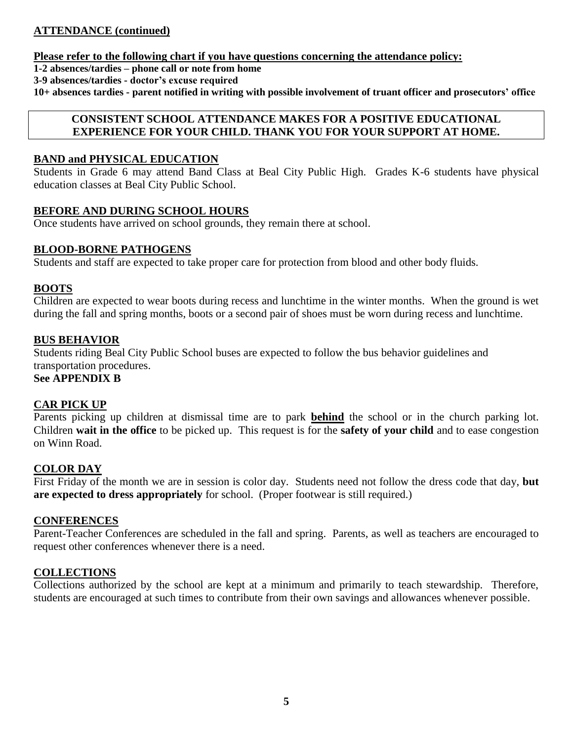## ATTENDANCE (continued)

**Please refer to the following chart if you have questions concerning the attendance policy:**

**1-2 absences/tardies – phone call or note from home**
**3-9 absences/tardies - doctor's excuse required**
**10+ absences tardies - parent notified in writing with possible involvement of truant officer and prosecutors' office**

**CONSISTENT SCHOOL ATTENDANCE MAKES FOR A POSITIVE EDUCATIONAL EXPERIENCE FOR YOUR CHILD. THANK YOU FOR YOUR SUPPORT AT HOME.**

## BAND and PHYSICAL EDUCATION

Students in Grade 6 may attend Band Class at Beal City Public High. Grades K-6 students have physical education classes at Beal City Public School.

## BEFORE AND DURING SCHOOL HOURS

Once students have arrived on school grounds, they remain there at school.

## BLOOD-BORNE PATHOGENS

Students and staff are expected to take proper care for protection from blood and other body fluids.

## BOOTS

Children are expected to wear boots during recess and lunchtime in the winter months. When the ground is wet during the fall and spring months, boots or a second pair of shoes must be worn during recess and lunchtime.

## BUS BEHAVIOR

Students riding Beal City Public School buses are expected to follow the bus behavior guidelines and transportation procedures.
**See APPENDIX B**

## CAR PICK UP

Parents picking up children at dismissal time are to park **behind** the school or in the church parking lot. Children **wait in the office** to be picked up. This request is for the **safety of your child** and to ease congestion on Winn Road.

## COLOR DAY

First Friday of the month we are in session is color day. Students need not follow the dress code that day, **but are expected to dress appropriately** for school. (Proper footwear is still required.)

## CONFERENCES

Parent-Teacher Conferences are scheduled in the fall and spring. Parents, as well as teachers are encouraged to request other conferences whenever there is a need.

## COLLECTIONS

Collections authorized by the school are kept at a minimum and primarily to teach stewardship. Therefore, students are encouraged at such times to contribute from their own savings and allowances whenever possible.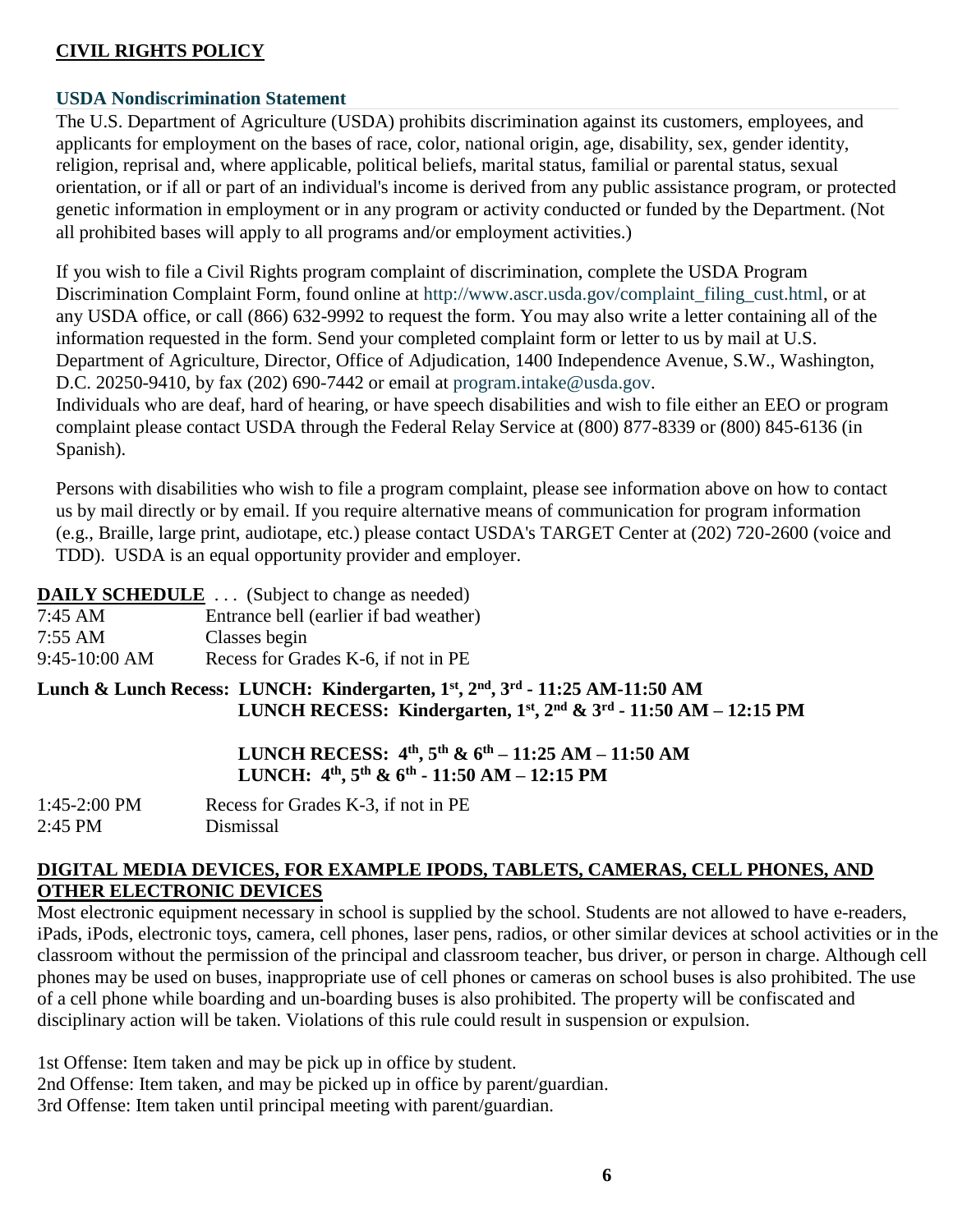## CIVIL RIGHTS POLICY

### USDA Nondiscrimination Statement

The U.S. Department of Agriculture (USDA) prohibits discrimination against its customers, employees, and applicants for employment on the bases of race, color, national origin, age, disability, sex, gender identity, religion, reprisal and, where applicable, political beliefs, marital status, familial or parental status, sexual orientation, or if all or part of an individual's income is derived from any public assistance program, or protected genetic information in employment or in any program or activity conducted or funded by the Department. (Not all prohibited bases will apply to all programs and/or employment activities.)

If you wish to file a Civil Rights program complaint of discrimination, complete the USDA Program Discrimination Complaint Form, found online at http://www.ascr.usda.gov/complaint_filing_cust.html, or at any USDA office, or call (866) 632-9992 to request the form. You may also write a letter containing all of the information requested in the form. Send your completed complaint form or letter to us by mail at U.S. Department of Agriculture, Director, Office of Adjudication, 1400 Independence Avenue, S.W., Washington, D.C. 20250-9410, by fax (202) 690-7442 or email at program.intake@usda.gov.
Individuals who are deaf, hard of hearing, or have speech disabilities and wish to file either an EEO or program complaint please contact USDA through the Federal Relay Service at (800) 877-8339 or (800) 845-6136 (in Spanish).

Persons with disabilities who wish to file a program complaint, please see information above on how to contact us by mail directly or by email. If you require alternative means of communication for program information (e.g., Braille, large print, audiotape, etc.) please contact USDA's TARGET Center at (202) 720-2600 (voice and TDD). USDA is an equal opportunity provider and employer.

**DAILY SCHEDULE** . . . (Subject to change as needed)

| | |
|---|---|
| 7:45 AM | Entrance bell (earlier if bad weather) |
| 7:55 AM | Classes begin |
| 9:45-10:00 AM | Recess for Grades K-6, if not in PE |

**Lunch & Lunch Recess: LUNCH: Kindergarten, 1st, 2nd, 3rd - 11:25 AM-11:50 AM**
**LUNCH RECESS: Kindergarten, 1st, 2nd & 3rd - 11:50 AM – 12:15 PM**

**LUNCH RECESS: 4th, 5th & 6th – 11:25 AM – 11:50 AM**
**LUNCH: 4th, 5th & 6th - 11:50 AM – 12:15 PM**

| | |
|---|---|
| 1:45-2:00 PM | Recess for Grades K-3, if not in PE |
| 2:45 PM | Dismissal |

## DIGITAL MEDIA DEVICES, FOR EXAMPLE IPODS, TABLETS, CAMERAS, CELL PHONES, AND OTHER ELECTRONIC DEVICES

Most electronic equipment necessary in school is supplied by the school. Students are not allowed to have e-readers, iPads, iPods, electronic toys, camera, cell phones, laser pens, radios, or other similar devices at school activities or in the classroom without the permission of the principal and classroom teacher, bus driver, or person in charge. Although cell phones may be used on buses, inappropriate use of cell phones or cameras on school buses is also prohibited. The use of a cell phone while boarding and un-boarding buses is also prohibited. The property will be confiscated and disciplinary action will be taken. Violations of this rule could result in suspension or expulsion.

1st Offense: Item taken and may be pick up in office by student.
2nd Offense: Item taken, and may be picked up in office by parent/guardian.
3rd Offense: Item taken until principal meeting with parent/guardian.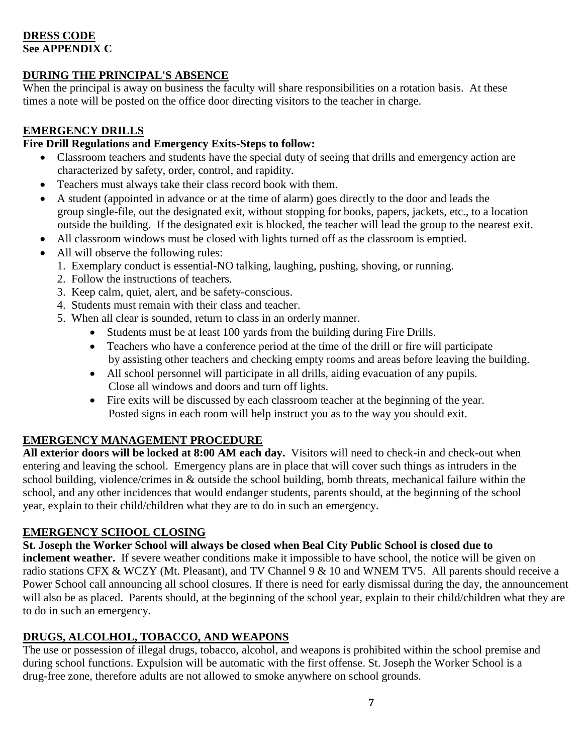## DRESS CODE

**See APPENDIX C**

## DURING THE PRINCIPAL'S ABSENCE

When the principal is away on business the faculty will share responsibilities on a rotation basis. At these times a note will be posted on the office door directing visitors to the teacher in charge.

## EMERGENCY DRILLS

**Fire Drill Regulations and Emergency Exits-Steps to follow:**

- Classroom teachers and students have the special duty of seeing that drills and emergency action are characterized by safety, order, control, and rapidity.
- Teachers must always take their class record book with them.
- A student (appointed in advance or at the time of alarm) goes directly to the door and leads the group single-file, out the designated exit, without stopping for books, papers, jackets, etc., to a location outside the building. If the designated exit is blocked, the teacher will lead the group to the nearest exit.
- All classroom windows must be closed with lights turned off as the classroom is emptied.
- All will observe the following rules:
  1. Exemplary conduct is essential-NO talking, laughing, pushing, shoving, or running.
  2. Follow the instructions of teachers.
  3. Keep calm, quiet, alert, and be safety-conscious.
  4. Students must remain with their class and teacher.
  5. When all clear is sounded, return to class in an orderly manner.
     - Students must be at least 100 yards from the building during Fire Drills.
     - Teachers who have a conference period at the time of the drill or fire will participate by assisting other teachers and checking empty rooms and areas before leaving the building.
     - All school personnel will participate in all drills, aiding evacuation of any pupils. Close all windows and doors and turn off lights.
     - Fire exits will be discussed by each classroom teacher at the beginning of the year. Posted signs in each room will help instruct you as to the way you should exit.

## EMERGENCY MANAGEMENT PROCEDURE

**All exterior doors will be locked at 8:00 AM each day.** Visitors will need to check-in and check-out when entering and leaving the school. Emergency plans are in place that will cover such things as intruders in the school building, violence/crimes in & outside the school building, bomb threats, mechanical failure within the school, and any other incidences that would endanger students, parents should, at the beginning of the school year, explain to their child/children what they are to do in such an emergency.

## EMERGENCY SCHOOL CLOSING

**St. Joseph the Worker School will always be closed when Beal City Public School is closed due to inclement weather.** If severe weather conditions make it impossible to have school, the notice will be given on radio stations CFX & WCZY (Mt. Pleasant), and TV Channel 9 & 10 and WNEM TV5. All parents should receive a Power School call announcing all school closures. If there is need for early dismissal during the day, the announcement will also be as placed. Parents should, at the beginning of the school year, explain to their child/children what they are to do in such an emergency.

## DRUGS, ALCOLHOL, TOBACCO, AND WEAPONS

The use or possession of illegal drugs, tobacco, alcohol, and weapons is prohibited within the school premise and during school functions. Expulsion will be automatic with the first offense. St. Joseph the Worker School is a drug-free zone, therefore adults are not allowed to smoke anywhere on school grounds.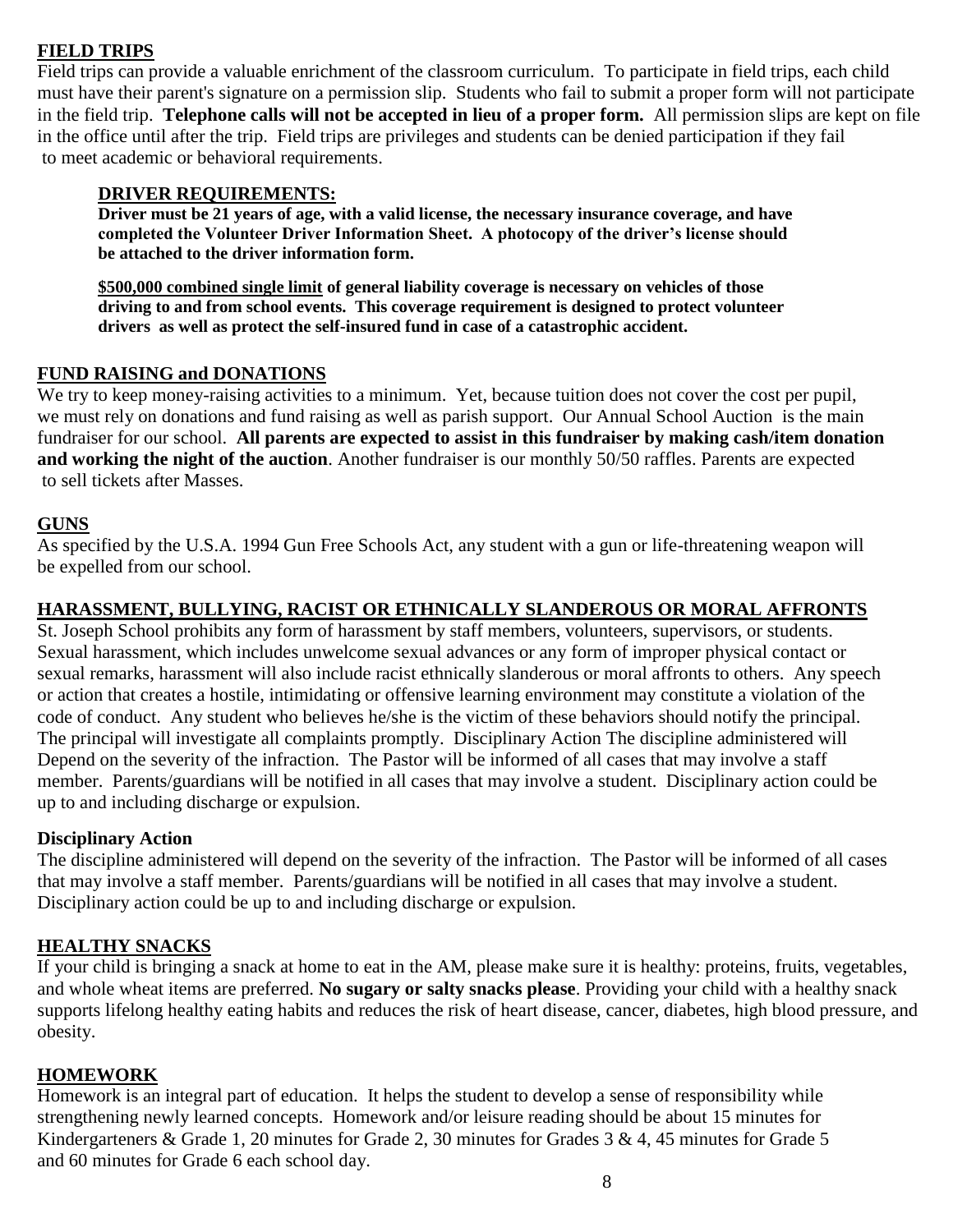## FIELD TRIPS

Field trips can provide a valuable enrichment of the classroom curriculum. To participate in field trips, each child must have their parent's signature on a permission slip. Students who fail to submit a proper form will not participate in the field trip. **Telephone calls will not be accepted in lieu of a proper form.** All permission slips are kept on file in the office until after the trip. Field trips are privileges and students can be denied participation if they fail to meet academic or behavioral requirements.

### DRIVER REQUIREMENTS:

**Driver must be 21 years of age, with a valid license, the necessary insurance coverage, and have completed the Volunteer Driver Information Sheet. A photocopy of the driver's license should be attached to the driver information form.**

**$500,000 combined single limit of general liability coverage is necessary on vehicles of those driving to and from school events. This coverage requirement is designed to protect volunteer drivers as well as protect the self-insured fund in case of a catastrophic accident.**

## FUND RAISING and DONATIONS

We try to keep money-raising activities to a minimum. Yet, because tuition does not cover the cost per pupil, we must rely on donations and fund raising as well as parish support. Our Annual School Auction is the main fundraiser for our school. **All parents are expected to assist in this fundraiser by making cash/item donation and working the night of the auction**. Another fundraiser is our monthly 50/50 raffles. Parents are expected to sell tickets after Masses.

## GUNS

As specified by the U.S.A. 1994 Gun Free Schools Act, any student with a gun or life-threatening weapon will be expelled from our school.

## HARASSMENT, BULLYING, RACIST OR ETHNICALLY SLANDEROUS OR MORAL AFFRONTS

St. Joseph School prohibits any form of harassment by staff members, volunteers, supervisors, or students. Sexual harassment, which includes unwelcome sexual advances or any form of improper physical contact or sexual remarks, harassment will also include racist ethnically slanderous or moral affronts to others. Any speech or action that creates a hostile, intimidating or offensive learning environment may constitute a violation of the code of conduct. Any student who believes he/she is the victim of these behaviors should notify the principal. The principal will investigate all complaints promptly. Disciplinary Action The discipline administered will Depend on the severity of the infraction. The Pastor will be informed of all cases that may involve a staff member. Parents/guardians will be notified in all cases that may involve a student. Disciplinary action could be up to and including discharge or expulsion.

### Disciplinary Action

The discipline administered will depend on the severity of the infraction. The Pastor will be informed of all cases that may involve a staff member. Parents/guardians will be notified in all cases that may involve a student. Disciplinary action could be up to and including discharge or expulsion.

## HEALTHY SNACKS

If your child is bringing a snack at home to eat in the AM, please make sure it is healthy: proteins, fruits, vegetables, and whole wheat items are preferred. **No sugary or salty snacks please**. Providing your child with a healthy snack supports lifelong healthy eating habits and reduces the risk of heart disease, cancer, diabetes, high blood pressure, and obesity.

## HOMEWORK

Homework is an integral part of education. It helps the student to develop a sense of responsibility while strengthening newly learned concepts. Homework and/or leisure reading should be about 15 minutes for Kindergarteners & Grade 1, 20 minutes for Grade 2, 30 minutes for Grades 3 & 4, 45 minutes for Grade 5 and 60 minutes for Grade 6 each school day.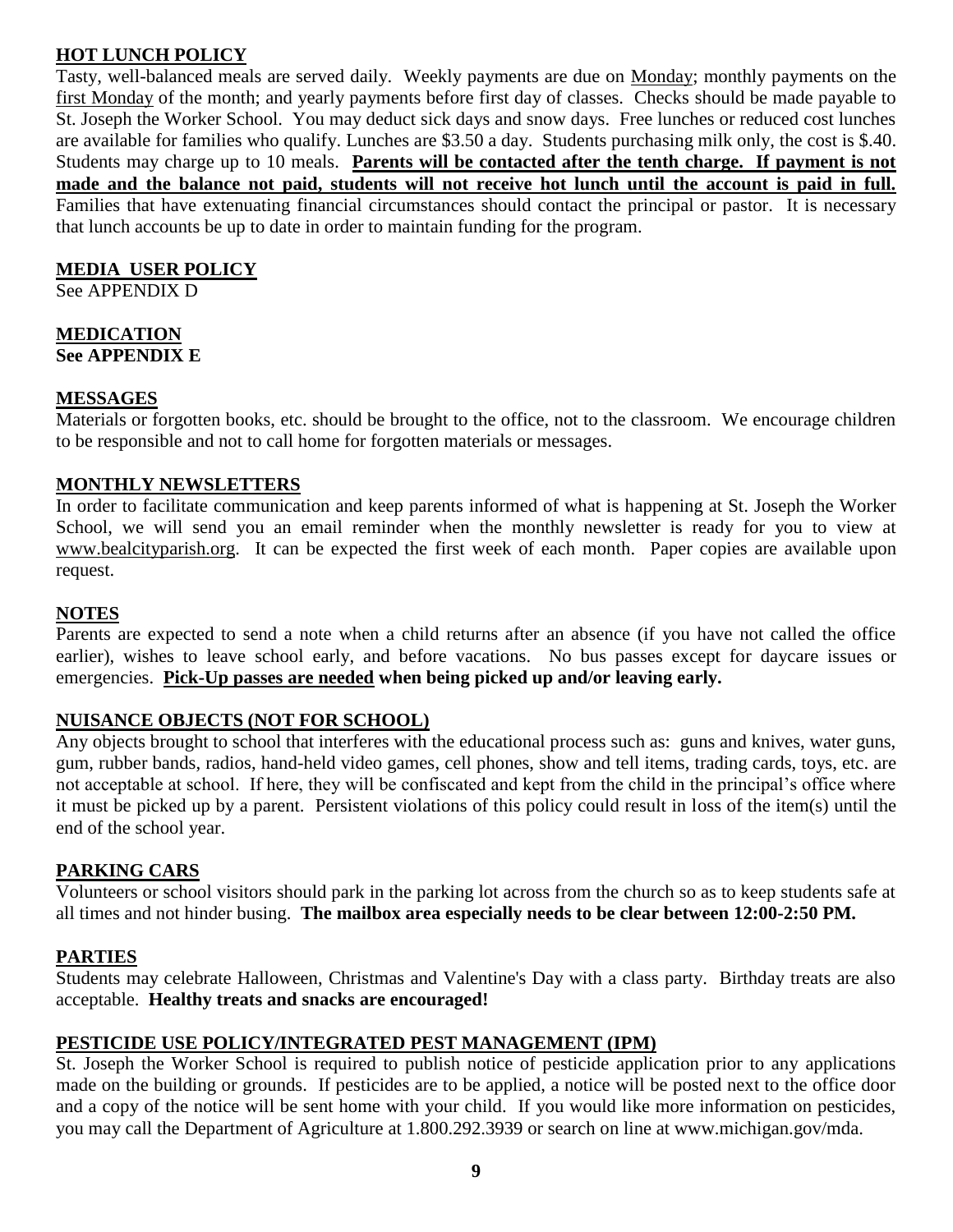## HOT LUNCH POLICY

Tasty, well-balanced meals are served daily. Weekly payments are due on Monday; monthly payments on the first Monday of the month; and yearly payments before first day of classes. Checks should be made payable to St. Joseph the Worker School. You may deduct sick days and snow days. Free lunches or reduced cost lunches are available for families who qualify. Lunches are $3.50 a day. Students purchasing milk only, the cost is $.40. Students may charge up to 10 meals. **Parents will be contacted after the tenth charge. If payment is not made and the balance not paid, students will not receive hot lunch until the account is paid in full.** Families that have extenuating financial circumstances should contact the principal or pastor. It is necessary that lunch accounts be up to date in order to maintain funding for the program.

## MEDIA USER POLICY

See APPENDIX D

## MEDICATION

**See APPENDIX E**

## MESSAGES

Materials or forgotten books, etc. should be brought to the office, not to the classroom. We encourage children to be responsible and not to call home for forgotten materials or messages.

## MONTHLY NEWSLETTERS

In order to facilitate communication and keep parents informed of what is happening at St. Joseph the Worker School, we will send you an email reminder when the monthly newsletter is ready for you to view at www.bealcityparish.org. It can be expected the first week of each month. Paper copies are available upon request.

## NOTES

Parents are expected to send a note when a child returns after an absence (if you have not called the office earlier), wishes to leave school early, and before vacations. No bus passes except for daycare issues or emergencies. **Pick-Up passes are needed when being picked up and/or leaving early.**

## NUISANCE OBJECTS (NOT FOR SCHOOL)

Any objects brought to school that interferes with the educational process such as: guns and knives, water guns, gum, rubber bands, radios, hand-held video games, cell phones, show and tell items, trading cards, toys, etc. are not acceptable at school. If here, they will be confiscated and kept from the child in the principal's office where it must be picked up by a parent. Persistent violations of this policy could result in loss of the item(s) until the end of the school year.

## PARKING CARS

Volunteers or school visitors should park in the parking lot across from the church so as to keep students safe at all times and not hinder busing. **The mailbox area especially needs to be clear between 12:00-2:50 PM.**

## PARTIES

Students may celebrate Halloween, Christmas and Valentine's Day with a class party. Birthday treats are also acceptable. **Healthy treats and snacks are encouraged!**

## PESTICIDE USE POLICY/INTEGRATED PEST MANAGEMENT (IPM)

St. Joseph the Worker School is required to publish notice of pesticide application prior to any applications made on the building or grounds. If pesticides are to be applied, a notice will be posted next to the office door and a copy of the notice will be sent home with your child. If you would like more information on pesticides, you may call the Department of Agriculture at 1.800.292.3939 or search on line at www.michigan.gov/mda.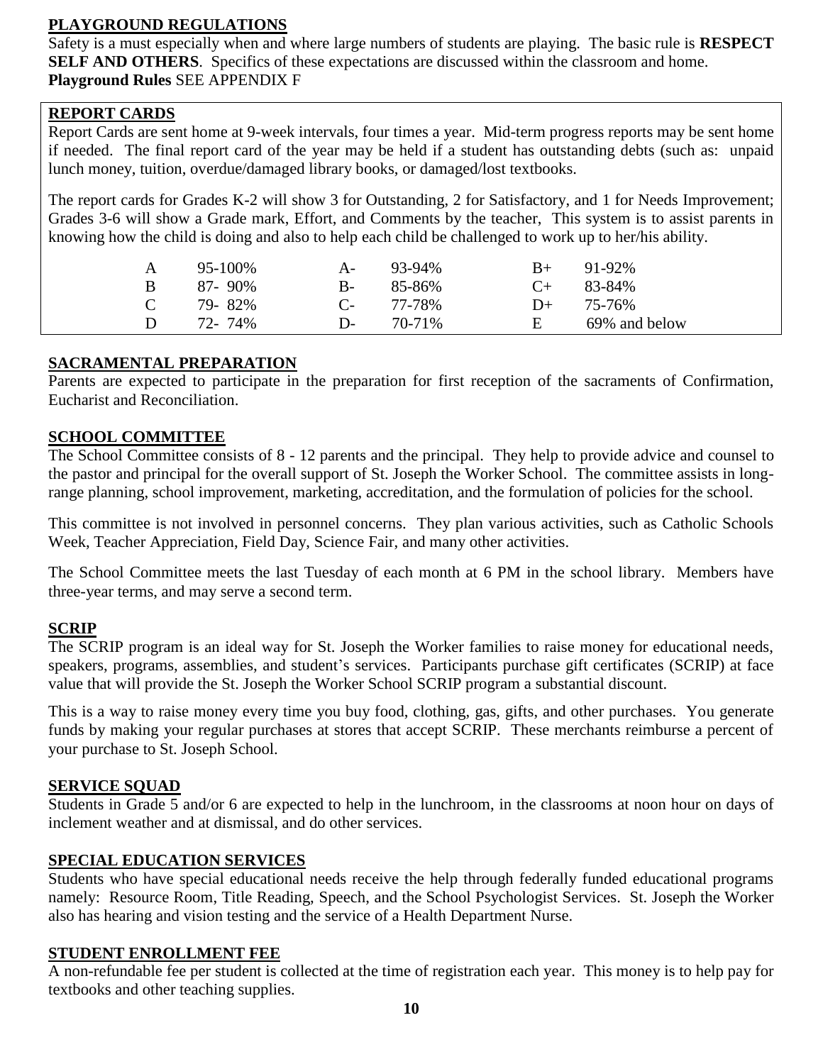## PLAYGROUND REGULATIONS

Safety is a must especially when and where large numbers of students are playing. The basic rule is **RESPECT SELF AND OTHERS**. Specifics of these expectations are discussed within the classroom and home.
**Playground Rules** SEE APPENDIX F

## REPORT CARDS

Report Cards are sent home at 9-week intervals, four times a year. Mid-term progress reports may be sent home if needed. The final report card of the year may be held if a student has outstanding debts (such as: unpaid lunch money, tuition, overdue/damaged library books, or damaged/lost textbooks.

The report cards for Grades K-2 will show 3 for Outstanding, 2 for Satisfactory, and 1 for Needs Improvement; Grades 3-6 will show a Grade mark, Effort, and Comments by the teacher, This system is to assist parents in knowing how the child is doing and also to help each child be challenged to work up to her/his ability.

| | | | | | |
|---|---|---|---|---|---|
| A | 95-100% | A- | 93-94% | B+ | 91-92% |
| B | 87- 90% | B- | 85-86% | C+ | 83-84% |
| C | 79- 82% | C- | 77-78% | D+ | 75-76% |
| D | 72- 74% | D- | 70-71% | E | 69% and below |

## SACRAMENTAL PREPARATION

Parents are expected to participate in the preparation for first reception of the sacraments of Confirmation, Eucharist and Reconciliation.

## SCHOOL COMMITTEE

The School Committee consists of 8 - 12 parents and the principal. They help to provide advice and counsel to the pastor and principal for the overall support of St. Joseph the Worker School. The committee assists in long-range planning, school improvement, marketing, accreditation, and the formulation of policies for the school.

This committee is not involved in personnel concerns. They plan various activities, such as Catholic Schools Week, Teacher Appreciation, Field Day, Science Fair, and many other activities.

The School Committee meets the last Tuesday of each month at 6 PM in the school library. Members have three-year terms, and may serve a second term.

## SCRIP

The SCRIP program is an ideal way for St. Joseph the Worker families to raise money for educational needs, speakers, programs, assemblies, and student's services. Participants purchase gift certificates (SCRIP) at face value that will provide the St. Joseph the Worker School SCRIP program a substantial discount.

This is a way to raise money every time you buy food, clothing, gas, gifts, and other purchases. You generate funds by making your regular purchases at stores that accept SCRIP. These merchants reimburse a percent of your purchase to St. Joseph School.

## SERVICE SQUAD

Students in Grade 5 and/or 6 are expected to help in the lunchroom, in the classrooms at noon hour on days of inclement weather and at dismissal, and do other services.

## SPECIAL EDUCATION SERVICES

Students who have special educational needs receive the help through federally funded educational programs namely: Resource Room, Title Reading, Speech, and the School Psychologist Services. St. Joseph the Worker also has hearing and vision testing and the service of a Health Department Nurse.

## STUDENT ENROLLMENT FEE

A non-refundable fee per student is collected at the time of registration each year. This money is to help pay for textbooks and other teaching supplies.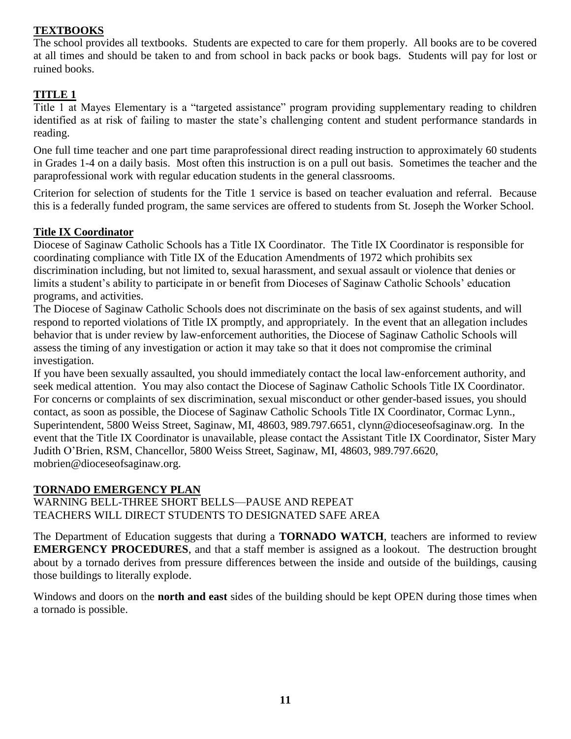## TEXTBOOKS

The school provides all textbooks. Students are expected to care for them properly. All books are to be covered at all times and should be taken to and from school in back packs or book bags. Students will pay for lost or ruined books.

## TITLE 1

Title 1 at Mayes Elementary is a "targeted assistance" program providing supplementary reading to children identified as at risk of failing to master the state's challenging content and student performance standards in reading.

One full time teacher and one part time paraprofessional direct reading instruction to approximately 60 students in Grades 1-4 on a daily basis. Most often this instruction is on a pull out basis. Sometimes the teacher and the paraprofessional work with regular education students in the general classrooms.

Criterion for selection of students for the Title 1 service is based on teacher evaluation and referral. Because this is a federally funded program, the same services are offered to students from St. Joseph the Worker School.

## Title IX Coordinator

Diocese of Saginaw Catholic Schools has a Title IX Coordinator. The Title IX Coordinator is responsible for coordinating compliance with Title IX of the Education Amendments of 1972 which prohibits sex discrimination including, but not limited to, sexual harassment, and sexual assault or violence that denies or limits a student's ability to participate in or benefit from Dioceses of Saginaw Catholic Schools' education programs, and activities.

The Diocese of Saginaw Catholic Schools does not discriminate on the basis of sex against students, and will respond to reported violations of Title IX promptly, and appropriately. In the event that an allegation includes behavior that is under review by law-enforcement authorities, the Diocese of Saginaw Catholic Schools will assess the timing of any investigation or action it may take so that it does not compromise the criminal investigation.

If you have been sexually assaulted, you should immediately contact the local law-enforcement authority, and seek medical attention. You may also contact the Diocese of Saginaw Catholic Schools Title IX Coordinator. For concerns or complaints of sex discrimination, sexual misconduct or other gender-based issues, you should contact, as soon as possible, the Diocese of Saginaw Catholic Schools Title IX Coordinator, Cormac Lynn., Superintendent, 5800 Weiss Street, Saginaw, MI, 48603, 989.797.6651, clynn@dioceseofsaginaw.org. In the event that the Title IX Coordinator is unavailable, please contact the Assistant Title IX Coordinator, Sister Mary Judith O'Brien, RSM, Chancellor, 5800 Weiss Street, Saginaw, MI, 48603, 989.797.6620, mobrien@dioceseofsaginaw.org.

## TORNADO EMERGENCY PLAN

WARNING BELL-THREE SHORT BELLS—PAUSE AND REPEAT
TEACHERS WILL DIRECT STUDENTS TO DESIGNATED SAFE AREA

The Department of Education suggests that during a **TORNADO WATCH**, teachers are informed to review **EMERGENCY PROCEDURES**, and that a staff member is assigned as a lookout. The destruction brought about by a tornado derives from pressure differences between the inside and outside of the buildings, causing those buildings to literally explode.

Windows and doors on the **north and east** sides of the building should be kept OPEN during those times when a tornado is possible.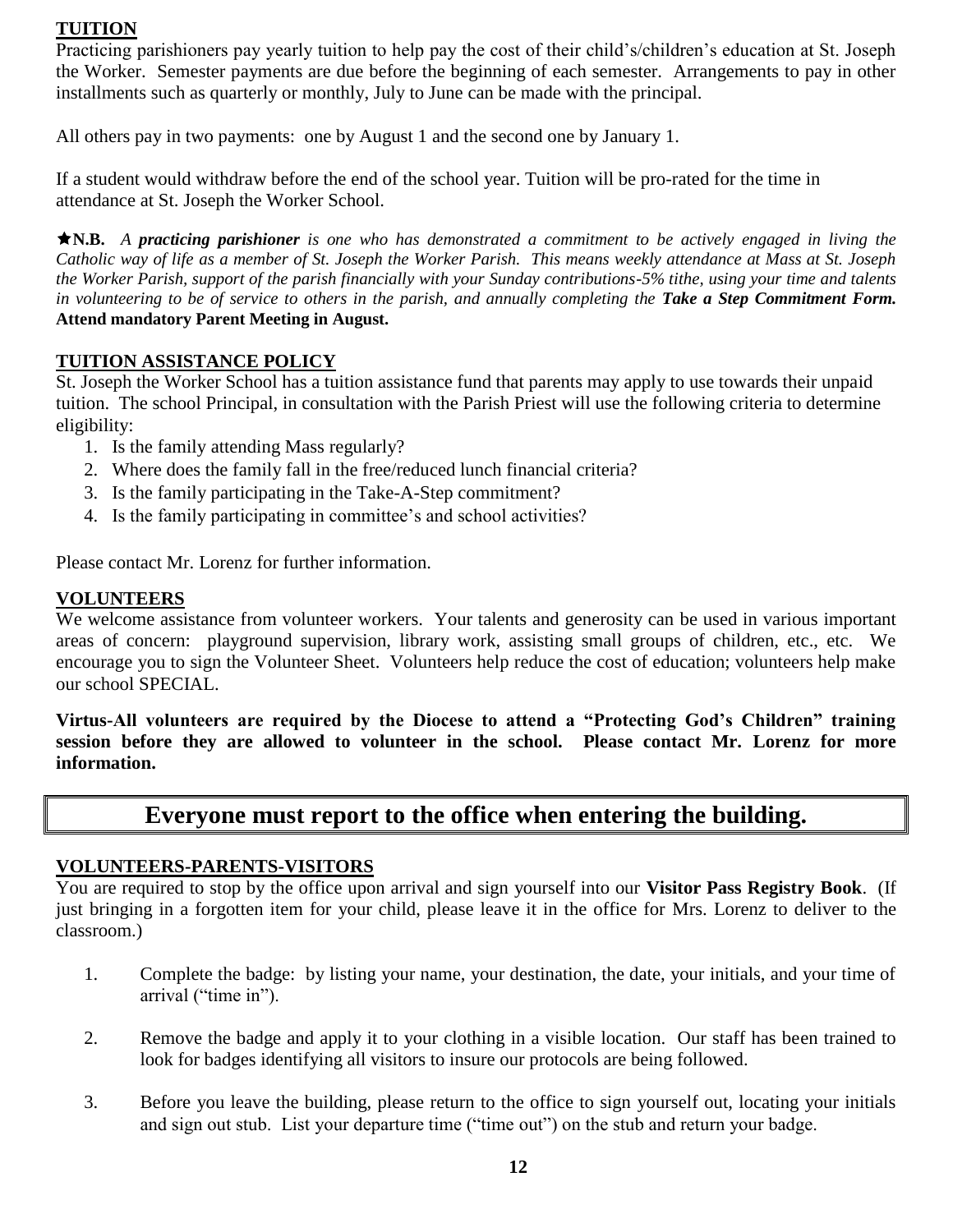## TUITION

Practicing parishioners pay yearly tuition to help pay the cost of their child's/children's education at St. Joseph the Worker. Semester payments are due before the beginning of each semester. Arrangements to pay in other installments such as quarterly or monthly, July to June can be made with the principal.

All others pay in two payments: one by August 1 and the second one by January 1.

If a student would withdraw before the end of the school year. Tuition will be pro-rated for the time in attendance at St. Joseph the Worker School.

★**N.B.** *A **practicing parishioner** is one who has demonstrated a commitment to be actively engaged in living the Catholic way of life as a member of St. Joseph the Worker Parish. This means weekly attendance at Mass at St. Joseph the Worker Parish, support of the parish financially with your Sunday contributions-5% tithe, using your time and talents in volunteering to be of service to others in the parish, and annually completing the **Take a Step Commitment Form.*** **Attend mandatory Parent Meeting in August.**

## TUITION ASSISTANCE POLICY

St. Joseph the Worker School has a tuition assistance fund that parents may apply to use towards their unpaid tuition. The school Principal, in consultation with the Parish Priest will use the following criteria to determine eligibility:

1. Is the family attending Mass regularly?
2. Where does the family fall in the free/reduced lunch financial criteria?
3. Is the family participating in the Take-A-Step commitment?
4. Is the family participating in committee's and school activities?

Please contact Mr. Lorenz for further information.

## VOLUNTEERS

We welcome assistance from volunteer workers. Your talents and generosity can be used in various important areas of concern: playground supervision, library work, assisting small groups of children, etc., etc. We encourage you to sign the Volunteer Sheet. Volunteers help reduce the cost of education; volunteers help make our school SPECIAL.

**Virtus-All volunteers are required by the Diocese to attend a "Protecting God's Children" training session before they are allowed to volunteer in the school. Please contact Mr. Lorenz for more information.**

# Everyone must report to the office when entering the building.

## VOLUNTEERS-PARENTS-VISITORS

You are required to stop by the office upon arrival and sign yourself into our **Visitor Pass Registry Book**. (If just bringing in a forgotten item for your child, please leave it in the office for Mrs. Lorenz to deliver to the classroom.)

1. Complete the badge: by listing your name, your destination, the date, your initials, and your time of arrival ("time in").

2. Remove the badge and apply it to your clothing in a visible location. Our staff has been trained to look for badges identifying all visitors to insure our protocols are being followed.

3. Before you leave the building, please return to the office to sign yourself out, locating your initials and sign out stub. List your departure time ("time out") on the stub and return your badge.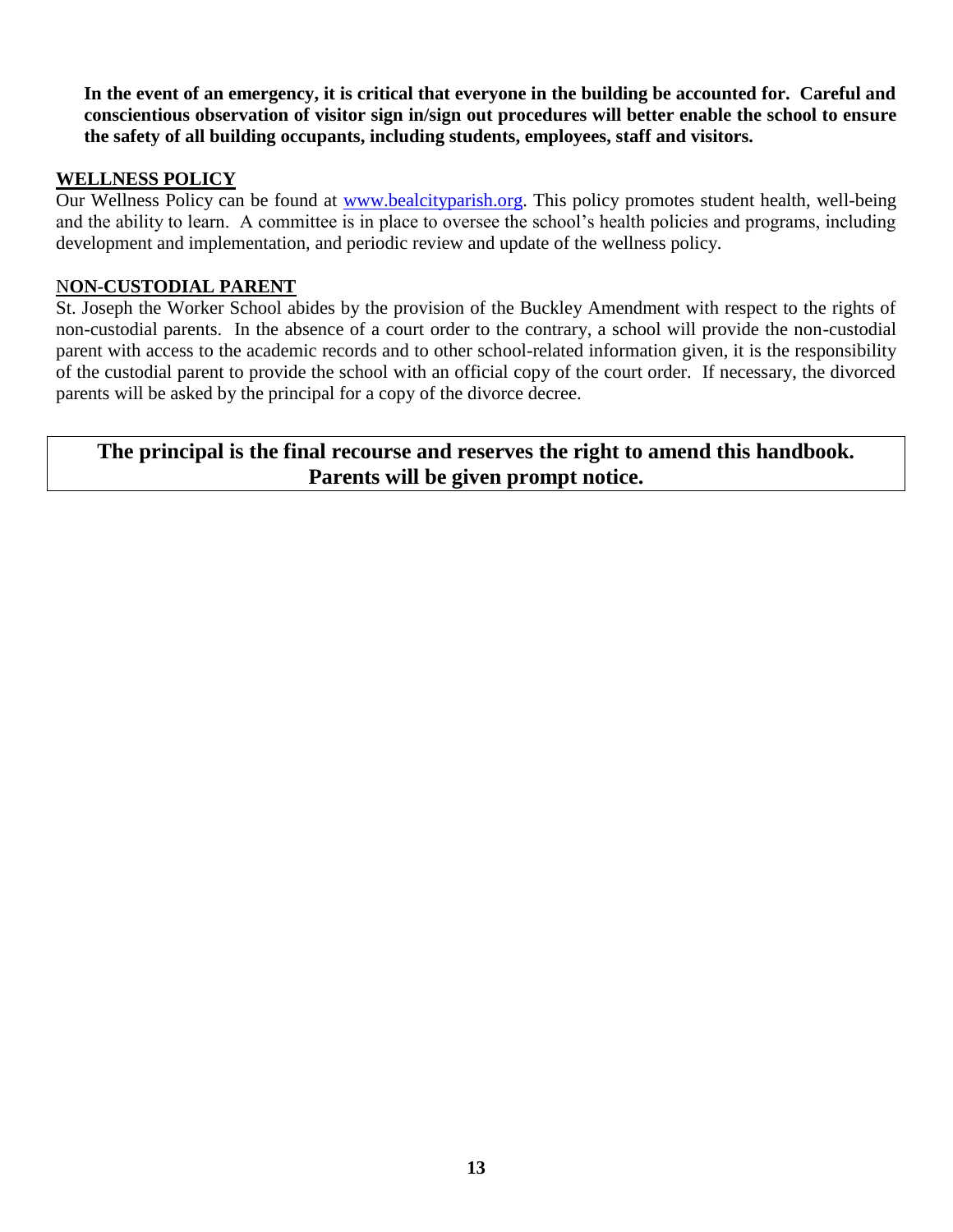**In the event of an emergency, it is critical that everyone in the building be accounted for. Careful and conscientious observation of visitor sign in/sign out procedures will better enable the school to ensure the safety of all building occupants, including students, employees, staff and visitors.**

## WELLNESS POLICY

Our Wellness Policy can be found at www.bealcityparish.org. This policy promotes student health, well-being and the ability to learn. A committee is in place to oversee the school's health policies and programs, including development and implementation, and periodic review and update of the wellness policy.

## NON-CUSTODIAL PARENT

St. Joseph the Worker School abides by the provision of the Buckley Amendment with respect to the rights of non-custodial parents. In the absence of a court order to the contrary, a school will provide the non-custodial parent with access to the academic records and to other school-related information given, it is the responsibility of the custodial parent to provide the school with an official copy of the court order. If necessary, the divorced parents will be asked by the principal for a copy of the divorce decree.

**The principal is the final recourse and reserves the right to amend this handbook. Parents will be given prompt notice.**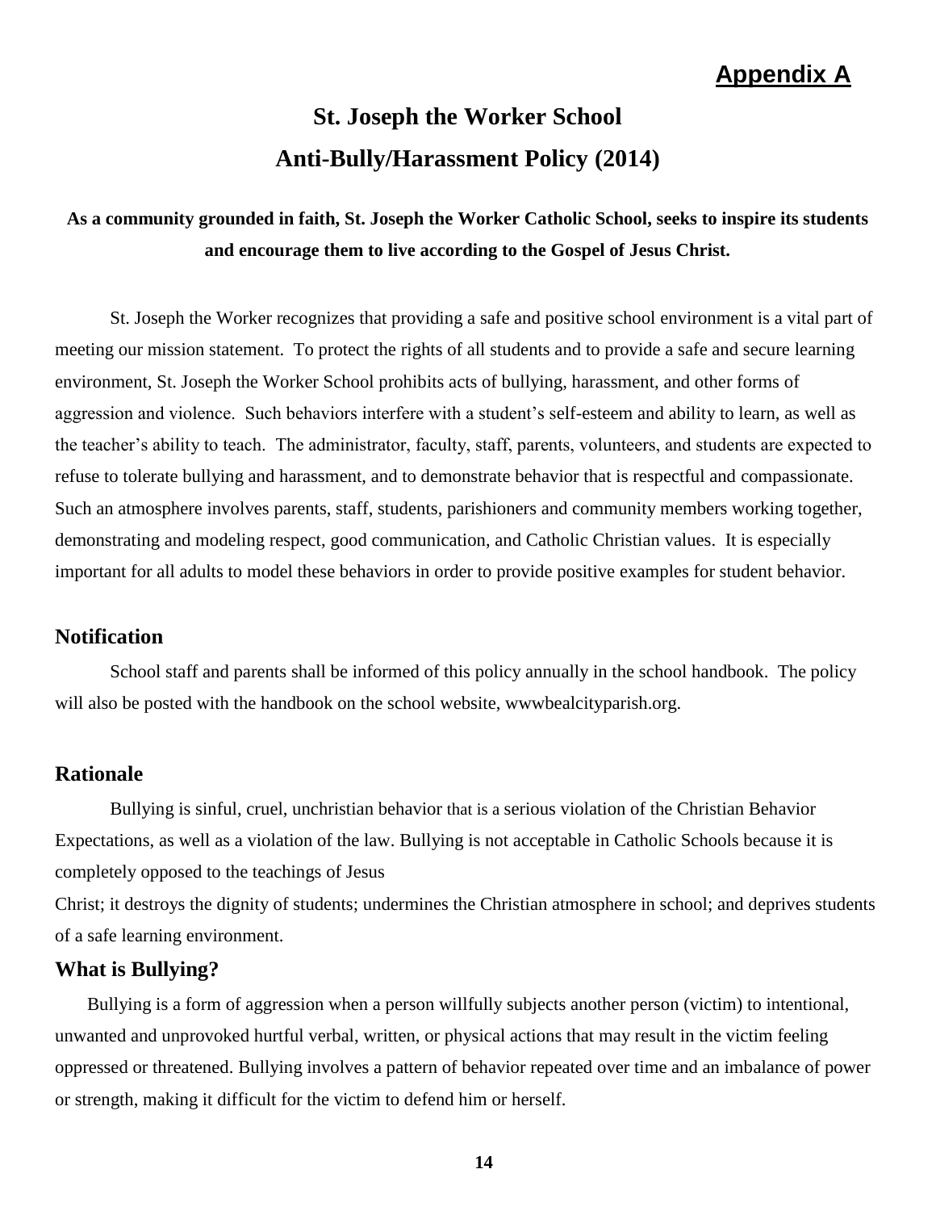## Appendix A

# St. Joseph the Worker School
# Anti-Bully/Harassment Policy (2014)

**As a community grounded in faith, St. Joseph the Worker Catholic School, seeks to inspire its students and encourage them to live according to the Gospel of Jesus Christ.**

St. Joseph the Worker recognizes that providing a safe and positive school environment is a vital part of meeting our mission statement. To protect the rights of all students and to provide a safe and secure learning environment, St. Joseph the Worker School prohibits acts of bullying, harassment, and other forms of aggression and violence. Such behaviors interfere with a student's self-esteem and ability to learn, as well as the teacher's ability to teach. The administrator, faculty, staff, parents, volunteers, and students are expected to refuse to tolerate bullying and harassment, and to demonstrate behavior that is respectful and compassionate. Such an atmosphere involves parents, staff, students, parishioners and community members working together, demonstrating and modeling respect, good communication, and Catholic Christian values. It is especially important for all adults to model these behaviors in order to provide positive examples for student behavior.

### Notification

School staff and parents shall be informed of this policy annually in the school handbook. The policy will also be posted with the handbook on the school website, wwwbealcityparish.org.

### Rationale

Bullying is sinful, cruel, unchristian behavior that is a serious violation of the Christian Behavior Expectations, as well as a violation of the law. Bullying is not acceptable in Catholic Schools because it is completely opposed to the teachings of Jesus Christ; it destroys the dignity of students; undermines the Christian atmosphere in school; and deprives students of a safe learning environment.

### What is Bullying?

Bullying is a form of aggression when a person willfully subjects another person (victim) to intentional, unwanted and unprovoked hurtful verbal, written, or physical actions that may result in the victim feeling oppressed or threatened. Bullying involves a pattern of behavior repeated over time and an imbalance of power or strength, making it difficult for the victim to defend him or herself.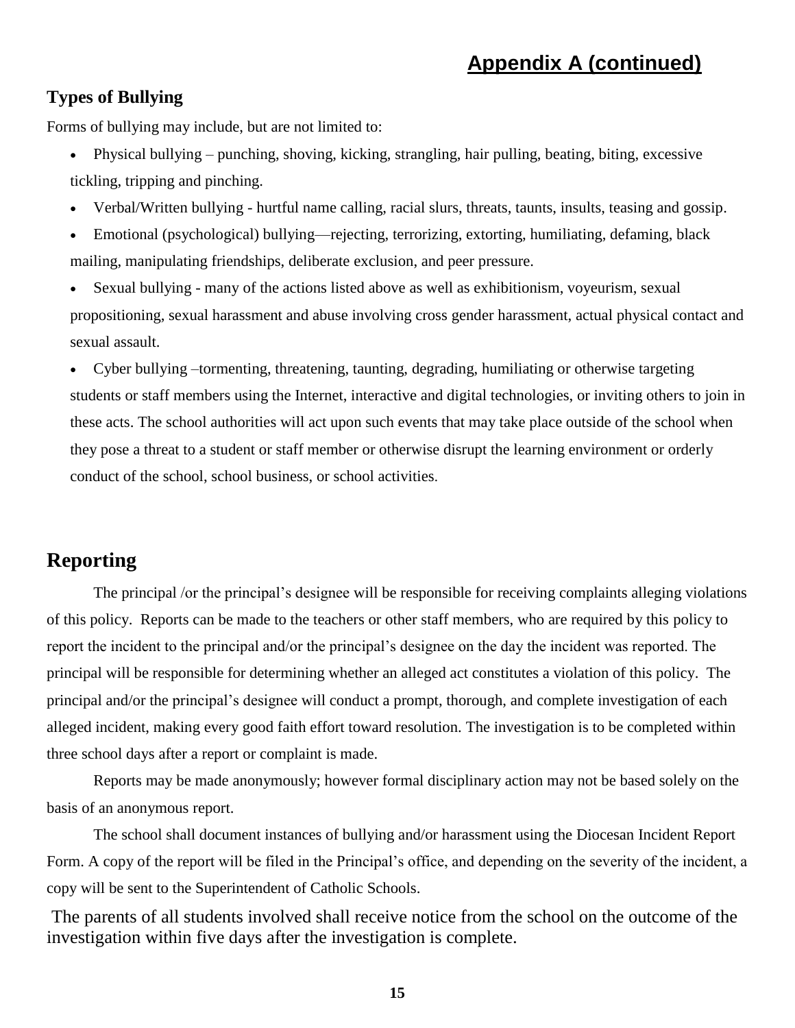## Appendix A (continued)

### Types of Bullying

Forms of bullying may include, but are not limited to:

- Physical bullying – punching, shoving, kicking, strangling, hair pulling, beating, biting, excessive tickling, tripping and pinching.
- Verbal/Written bullying - hurtful name calling, racial slurs, threats, taunts, insults, teasing and gossip.
- Emotional (psychological) bullying—rejecting, terrorizing, extorting, humiliating, defaming, black mailing, manipulating friendships, deliberate exclusion, and peer pressure.
- Sexual bullying - many of the actions listed above as well as exhibitionism, voyeurism, sexual propositioning, sexual harassment and abuse involving cross gender harassment, actual physical contact and sexual assault.
- Cyber bullying –tormenting, threatening, taunting, degrading, humiliating or otherwise targeting students or staff members using the Internet, interactive and digital technologies, or inviting others to join in these acts. The school authorities will act upon such events that may take place outside of the school when they pose a threat to a student or staff member or otherwise disrupt the learning environment or orderly conduct of the school, school business, or school activities.

## Reporting

The principal /or the principal's designee will be responsible for receiving complaints alleging violations of this policy. Reports can be made to the teachers or other staff members, who are required by this policy to report the incident to the principal and/or the principal's designee on the day the incident was reported. The principal will be responsible for determining whether an alleged act constitutes a violation of this policy. The principal and/or the principal's designee will conduct a prompt, thorough, and complete investigation of each alleged incident, making every good faith effort toward resolution. The investigation is to be completed within three school days after a report or complaint is made.

Reports may be made anonymously; however formal disciplinary action may not be based solely on the basis of an anonymous report.

The school shall document instances of bullying and/or harassment using the Diocesan Incident Report Form. A copy of the report will be filed in the Principal's office, and depending on the severity of the incident, a copy will be sent to the Superintendent of Catholic Schools.

The parents of all students involved shall receive notice from the school on the outcome of the investigation within five days after the investigation is complete.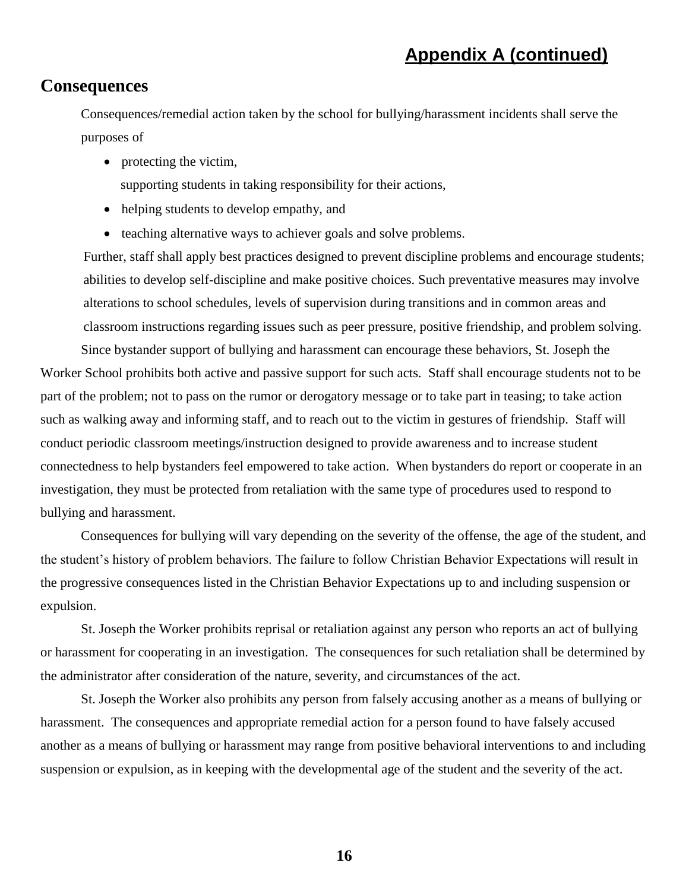## Appendix A (continued)

## Consequences

Consequences/remedial action taken by the school for bullying/harassment incidents shall serve the purposes of

- protecting the victim,
  supporting students in taking responsibility for their actions,
- helping students to develop empathy, and
- teaching alternative ways to achiever goals and solve problems.

Further, staff shall apply best practices designed to prevent discipline problems and encourage students; abilities to develop self-discipline and make positive choices. Such preventative measures may involve alterations to school schedules, levels of supervision during transitions and in common areas and classroom instructions regarding issues such as peer pressure, positive friendship, and problem solving.

Since bystander support of bullying and harassment can encourage these behaviors, St. Joseph the Worker School prohibits both active and passive support for such acts. Staff shall encourage students not to be part of the problem; not to pass on the rumor or derogatory message or to take part in teasing; to take action such as walking away and informing staff, and to reach out to the victim in gestures of friendship. Staff will conduct periodic classroom meetings/instruction designed to provide awareness and to increase student connectedness to help bystanders feel empowered to take action. When bystanders do report or cooperate in an investigation, they must be protected from retaliation with the same type of procedures used to respond to bullying and harassment.

Consequences for bullying will vary depending on the severity of the offense, the age of the student, and the student's history of problem behaviors. The failure to follow Christian Behavior Expectations will result in the progressive consequences listed in the Christian Behavior Expectations up to and including suspension or expulsion.

St. Joseph the Worker prohibits reprisal or retaliation against any person who reports an act of bullying or harassment for cooperating in an investigation. The consequences for such retaliation shall be determined by the administrator after consideration of the nature, severity, and circumstances of the act.

St. Joseph the Worker also prohibits any person from falsely accusing another as a means of bullying or harassment. The consequences and appropriate remedial action for a person found to have falsely accused another as a means of bullying or harassment may range from positive behavioral interventions to and including suspension or expulsion, as in keeping with the developmental age of the student and the severity of the act.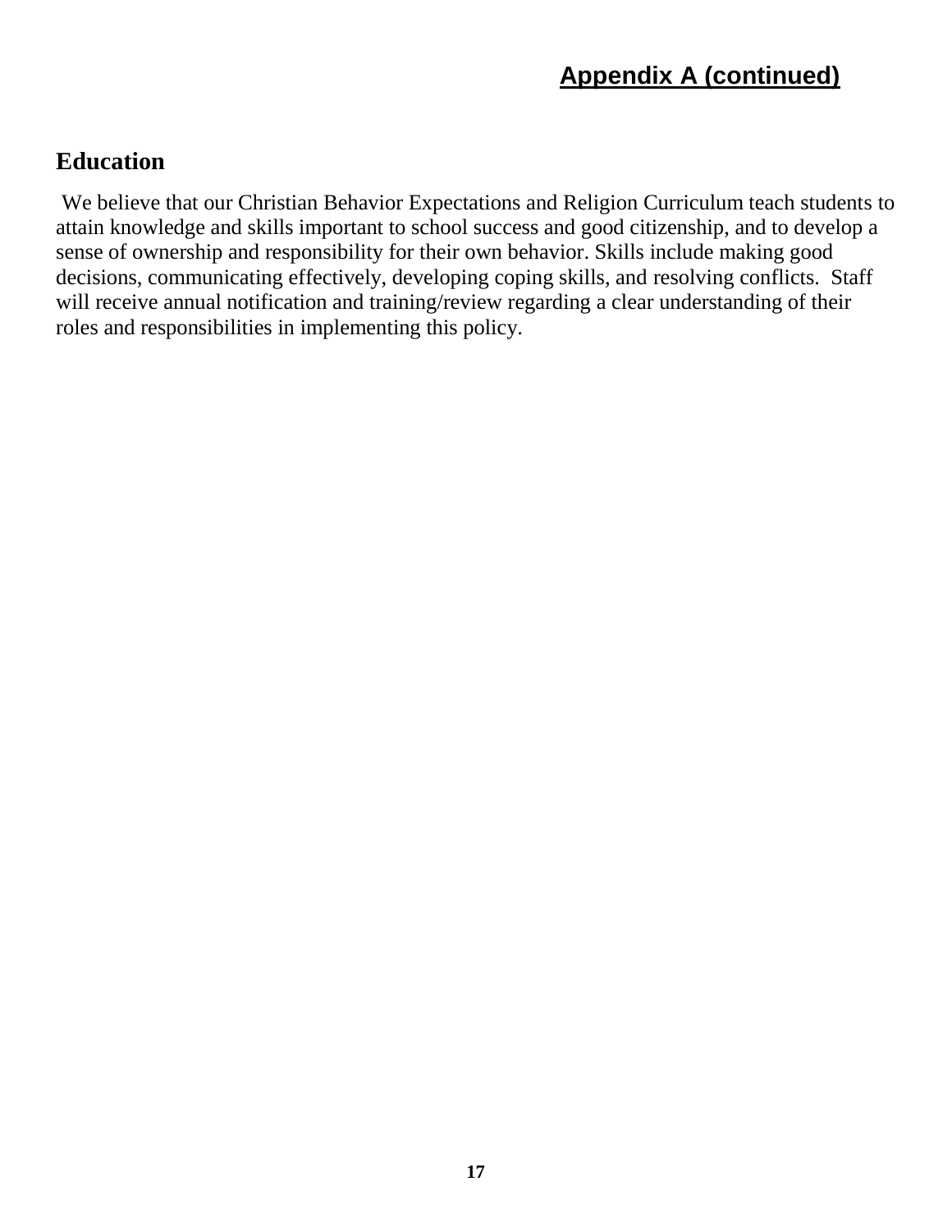## Appendix A (continued)

### Education

We believe that our Christian Behavior Expectations and Religion Curriculum teach students to attain knowledge and skills important to school success and good citizenship, and to develop a sense of ownership and responsibility for their own behavior. Skills include making good decisions, communicating effectively, developing coping skills, and resolving conflicts. Staff will receive annual notification and training/review regarding a clear understanding of their roles and responsibilities in implementing this policy.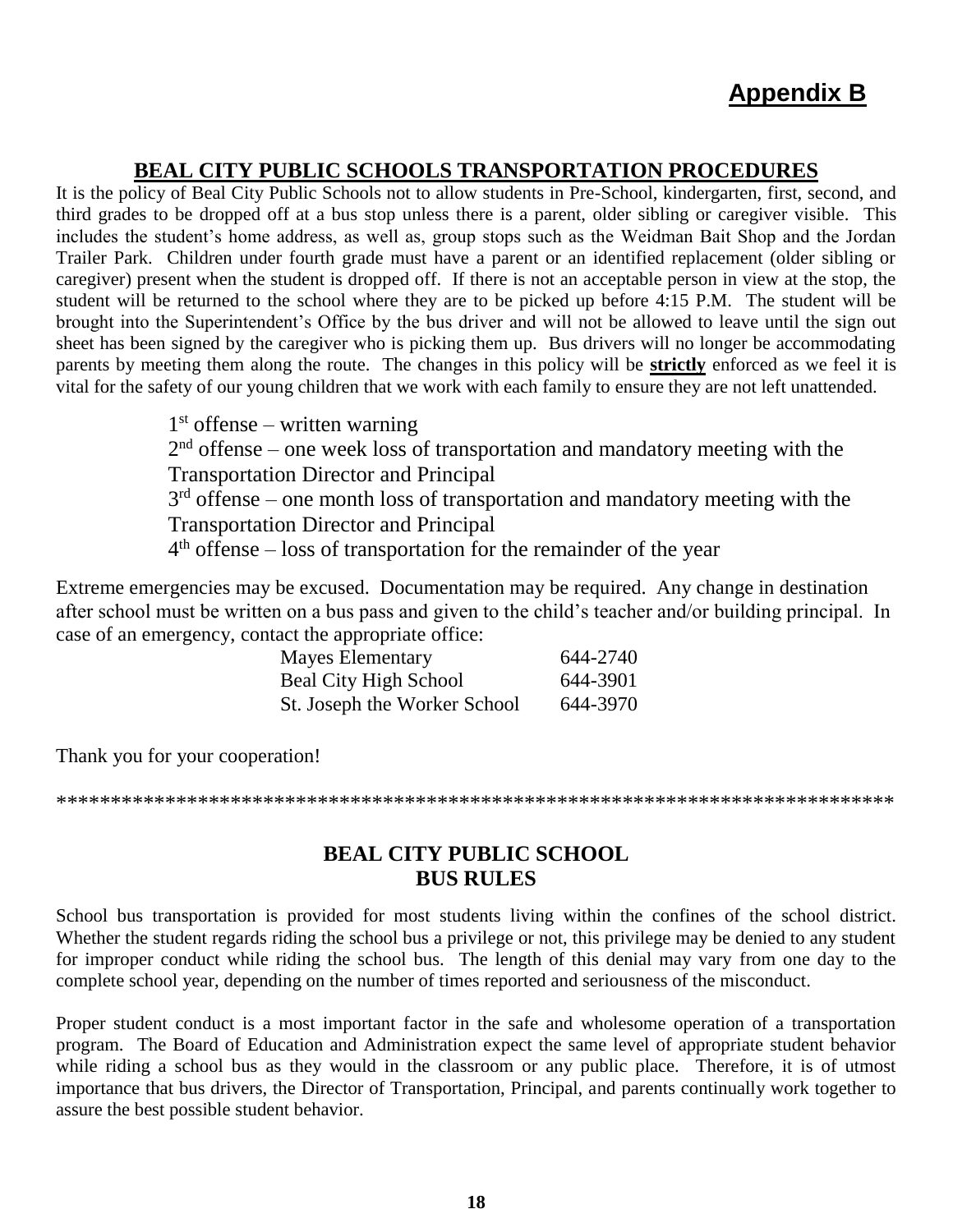# Appendix B

## BEAL CITY PUBLIC SCHOOLS TRANSPORTATION PROCEDURES

It is the policy of Beal City Public Schools not to allow students in Pre-School, kindergarten, first, second, and third grades to be dropped off at a bus stop unless there is a parent, older sibling or caregiver visible. This includes the student's home address, as well as, group stops such as the Weidman Bait Shop and the Jordan Trailer Park. Children under fourth grade must have a parent or an identified replacement (older sibling or caregiver) present when the student is dropped off. If there is not an acceptable person in view at the stop, the student will be returned to the school where they are to be picked up before 4:15 P.M. The student will be brought into the Superintendent's Office by the bus driver and will not be allowed to leave until the sign out sheet has been signed by the caregiver who is picking them up. Bus drivers will no longer be accommodating parents by meeting them along the route. The changes in this policy will be **strictly** enforced as we feel it is vital for the safety of our young children that we work with each family to ensure they are not left unattended.

1st offense – written warning
2nd offense – one week loss of transportation and mandatory meeting with the Transportation Director and Principal
3rd offense – one month loss of transportation and mandatory meeting with the Transportation Director and Principal
4th offense – loss of transportation for the remainder of the year

Extreme emergencies may be excused. Documentation may be required. Any change in destination after school must be written on a bus pass and given to the child's teacher and/or building principal. In case of an emergency, contact the appropriate office:

| | |
|---|---|
| Mayes Elementary | 644-2740 |
| Beal City High School | 644-3901 |
| St. Joseph the Worker School | 644-3970 |

Thank you for your cooperation!

******************************************************************************

## BEAL CITY PUBLIC SCHOOL
## BUS RULES

School bus transportation is provided for most students living within the confines of the school district. Whether the student regards riding the school bus a privilege or not, this privilege may be denied to any student for improper conduct while riding the school bus. The length of this denial may vary from one day to the complete school year, depending on the number of times reported and seriousness of the misconduct.

Proper student conduct is a most important factor in the safe and wholesome operation of a transportation program. The Board of Education and Administration expect the same level of appropriate student behavior while riding a school bus as they would in the classroom or any public place. Therefore, it is of utmost importance that bus drivers, the Director of Transportation, Principal, and parents continually work together to assure the best possible student behavior.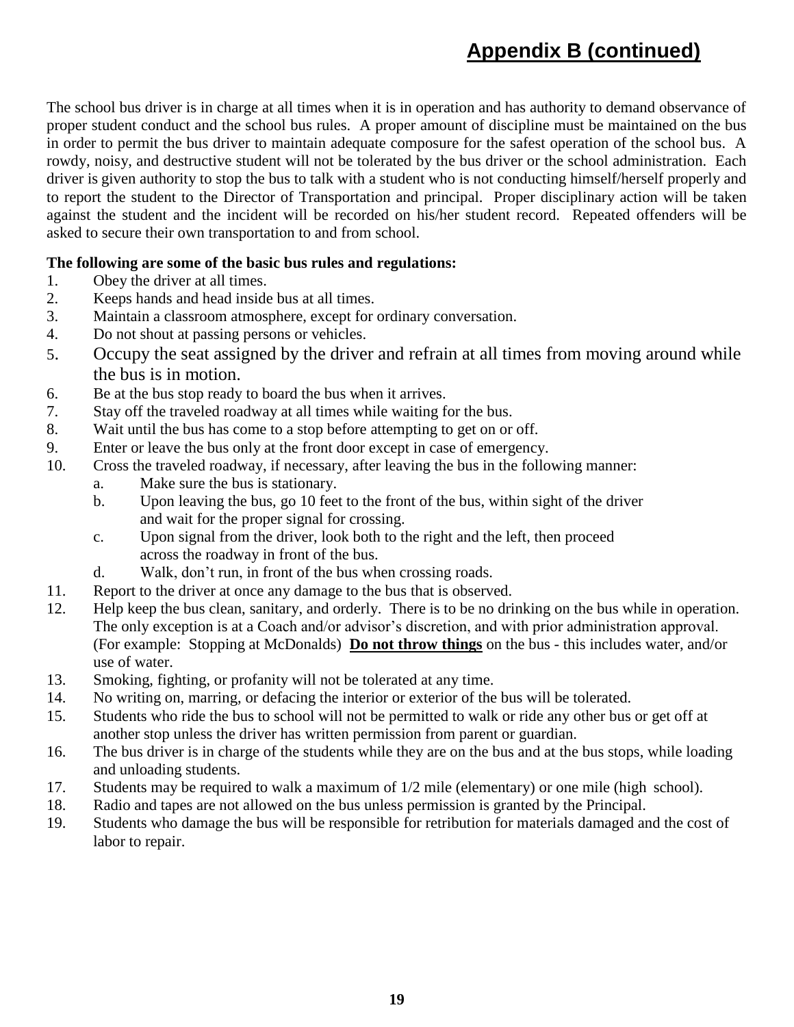# Appendix B (continued)

The school bus driver is in charge at all times when it is in operation and has authority to demand observance of proper student conduct and the school bus rules. A proper amount of discipline must be maintained on the bus in order to permit the bus driver to maintain adequate composure for the safest operation of the school bus. A rowdy, noisy, and destructive student will not be tolerated by the bus driver or the school administration. Each driver is given authority to stop the bus to talk with a student who is not conducting himself/herself properly and to report the student to the Director of Transportation and principal. Proper disciplinary action will be taken against the student and the incident will be recorded on his/her student record. Repeated offenders will be asked to secure their own transportation to and from school.

**The following are some of the basic bus rules and regulations:**

1. Obey the driver at all times.
2. Keeps hands and head inside bus at all times.
3. Maintain a classroom atmosphere, except for ordinary conversation.
4. Do not shout at passing persons or vehicles.
5. Occupy the seat assigned by the driver and refrain at all times from moving around while the bus is in motion.
6. Be at the bus stop ready to board the bus when it arrives.
7. Stay off the traveled roadway at all times while waiting for the bus.
8. Wait until the bus has come to a stop before attempting to get on or off.
9. Enter or leave the bus only at the front door except in case of emergency.
10. Cross the traveled roadway, if necessary, after leaving the bus in the following manner:
    a. Make sure the bus is stationary.
    b. Upon leaving the bus, go 10 feet to the front of the bus, within sight of the driver and wait for the proper signal for crossing.
    c. Upon signal from the driver, look both to the right and the left, then proceed across the roadway in front of the bus.
    d. Walk, don't run, in front of the bus when crossing roads.
11. Report to the driver at once any damage to the bus that is observed.
12. Help keep the bus clean, sanitary, and orderly. There is to be no drinking on the bus while in operation. The only exception is at a Coach and/or advisor's discretion, and with prior administration approval. (For example: Stopping at McDonalds) **<u>Do not throw things</u>** on the bus - this includes water, and/or use of water.
13. Smoking, fighting, or profanity will not be tolerated at any time.
14. No writing on, marring, or defacing the interior or exterior of the bus will be tolerated.
15. Students who ride the bus to school will not be permitted to walk or ride any other bus or get off at another stop unless the driver has written permission from parent or guardian.
16. The bus driver is in charge of the students while they are on the bus and at the bus stops, while loading and unloading students.
17. Students may be required to walk a maximum of 1/2 mile (elementary) or one mile (high school).
18. Radio and tapes are not allowed on the bus unless permission is granted by the Principal.
19. Students who damage the bus will be responsible for retribution for materials damaged and the cost of labor to repair.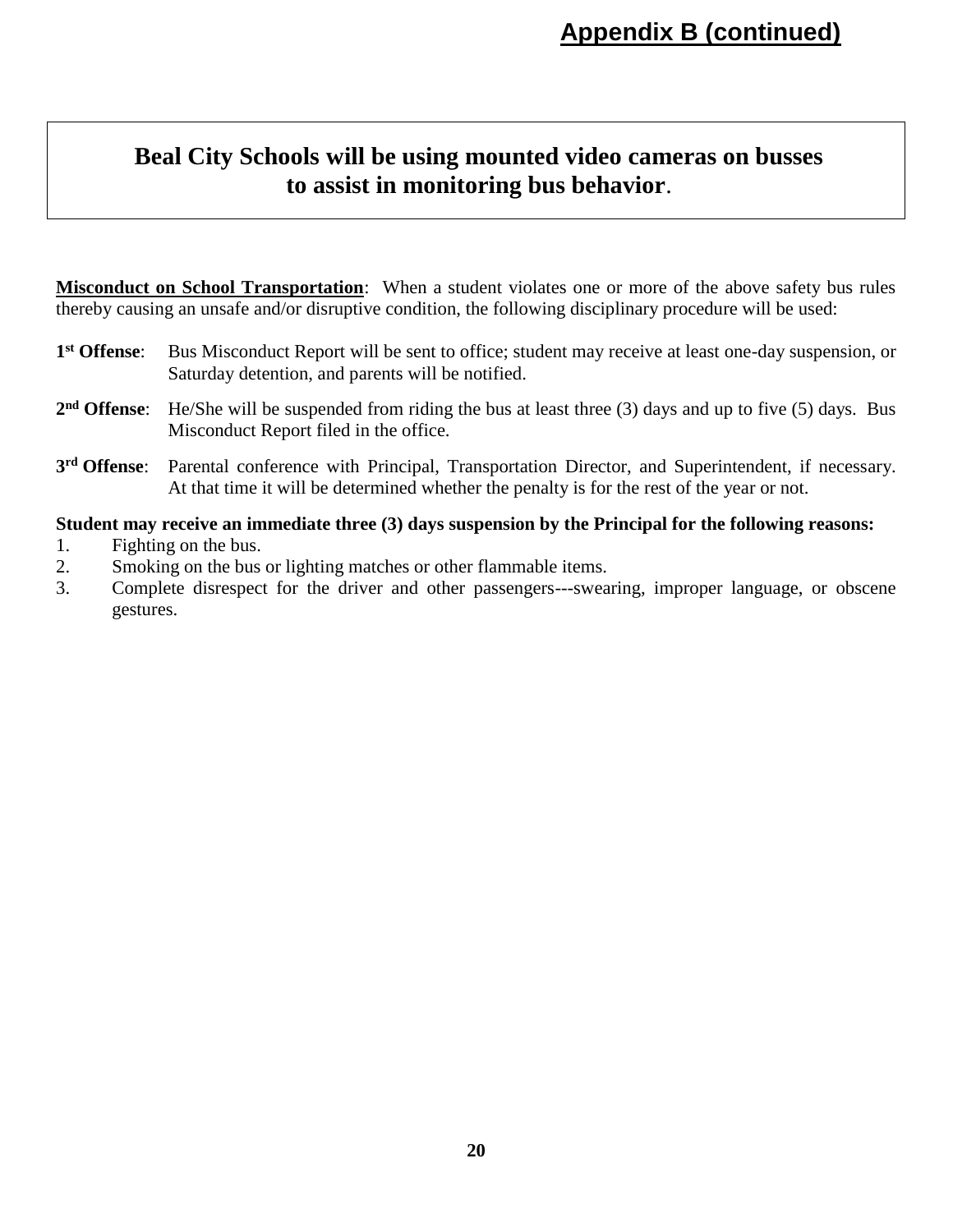## Appendix B (continued)

**Beal City Schools will be using mounted video cameras on busses to assist in monitoring bus behavior**.

**Misconduct on School Transportation**: When a student violates one or more of the above safety bus rules thereby causing an unsafe and/or disruptive condition, the following disciplinary procedure will be used:

**1st Offense**: Bus Misconduct Report will be sent to office; student may receive at least one-day suspension, or Saturday detention, and parents will be notified.

**2nd Offense**: He/She will be suspended from riding the bus at least three (3) days and up to five (5) days. Bus Misconduct Report filed in the office.

**3rd Offense**: Parental conference with Principal, Transportation Director, and Superintendent, if necessary. At that time it will be determined whether the penalty is for the rest of the year or not.

**Student may receive an immediate three (3) days suspension by the Principal for the following reasons:**

1. Fighting on the bus.
2. Smoking on the bus or lighting matches or other flammable items.
3. Complete disrespect for the driver and other passengers---swearing, improper language, or obscene gestures.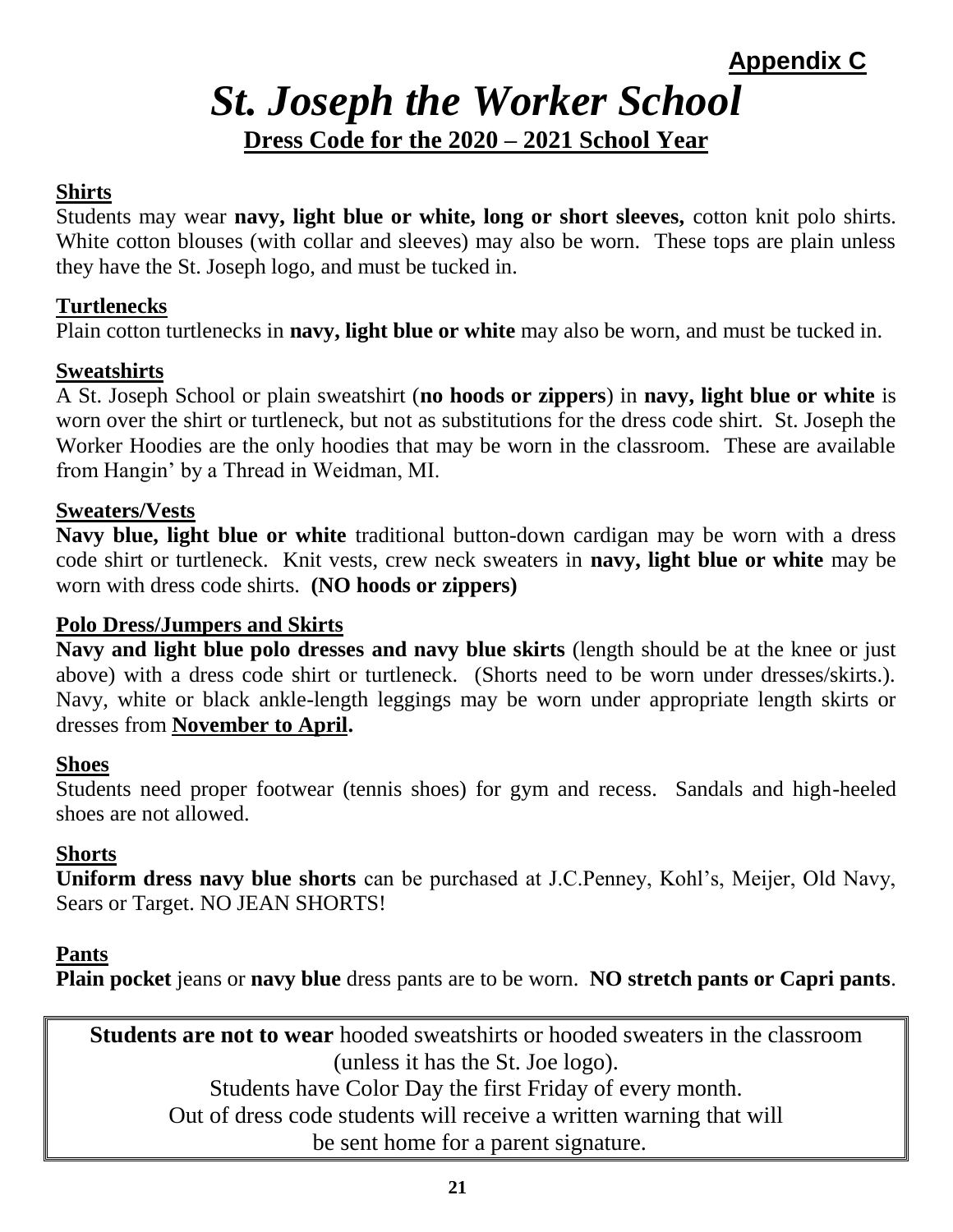**Appendix C**

# *St. Joseph the Worker School*

## Dress Code for the 2020 – 2021 School Year

### Shirts

Students may wear **navy, light blue or white, long or short sleeves,** cotton knit polo shirts. White cotton blouses (with collar and sleeves) may also be worn. These tops are plain unless they have the St. Joseph logo, and must be tucked in.

### Turtlenecks

Plain cotton turtlenecks in **navy, light blue or white** may also be worn, and must be tucked in.

### Sweatshirts

A St. Joseph School or plain sweatshirt (**no hoods or zippers**) in **navy, light blue or white** is worn over the shirt or turtleneck, but not as substitutions for the dress code shirt. St. Joseph the Worker Hoodies are the only hoodies that may be worn in the classroom. These are available from Hangin' by a Thread in Weidman, MI.

### Sweaters/Vests

**Navy blue, light blue or white** traditional button-down cardigan may be worn with a dress code shirt or turtleneck. Knit vests, crew neck sweaters in **navy, light blue or white** may be worn with dress code shirts. **(NO hoods or zippers)**

### Polo Dress/Jumpers and Skirts

**Navy and light blue polo dresses and navy blue skirts** (length should be at the knee or just above) with a dress code shirt or turtleneck. (Shorts need to be worn under dresses/skirts.). Navy, white or black ankle-length leggings may be worn under appropriate length skirts or dresses from **November to April.**

### Shoes

Students need proper footwear (tennis shoes) for gym and recess. Sandals and high-heeled shoes are not allowed.

### Shorts

**Uniform dress navy blue shorts** can be purchased at J.C.Penney, Kohl's, Meijer, Old Navy, Sears or Target. NO JEAN SHORTS!

### Pants

**Plain pocket** jeans or **navy blue** dress pants are to be worn. **NO stretch pants or Capri pants**.

**Students are not to wear** hooded sweatshirts or hooded sweaters in the classroom (unless it has the St. Joe logo).
Students have Color Day the first Friday of every month.
Out of dress code students will receive a written warning that will be sent home for a parent signature.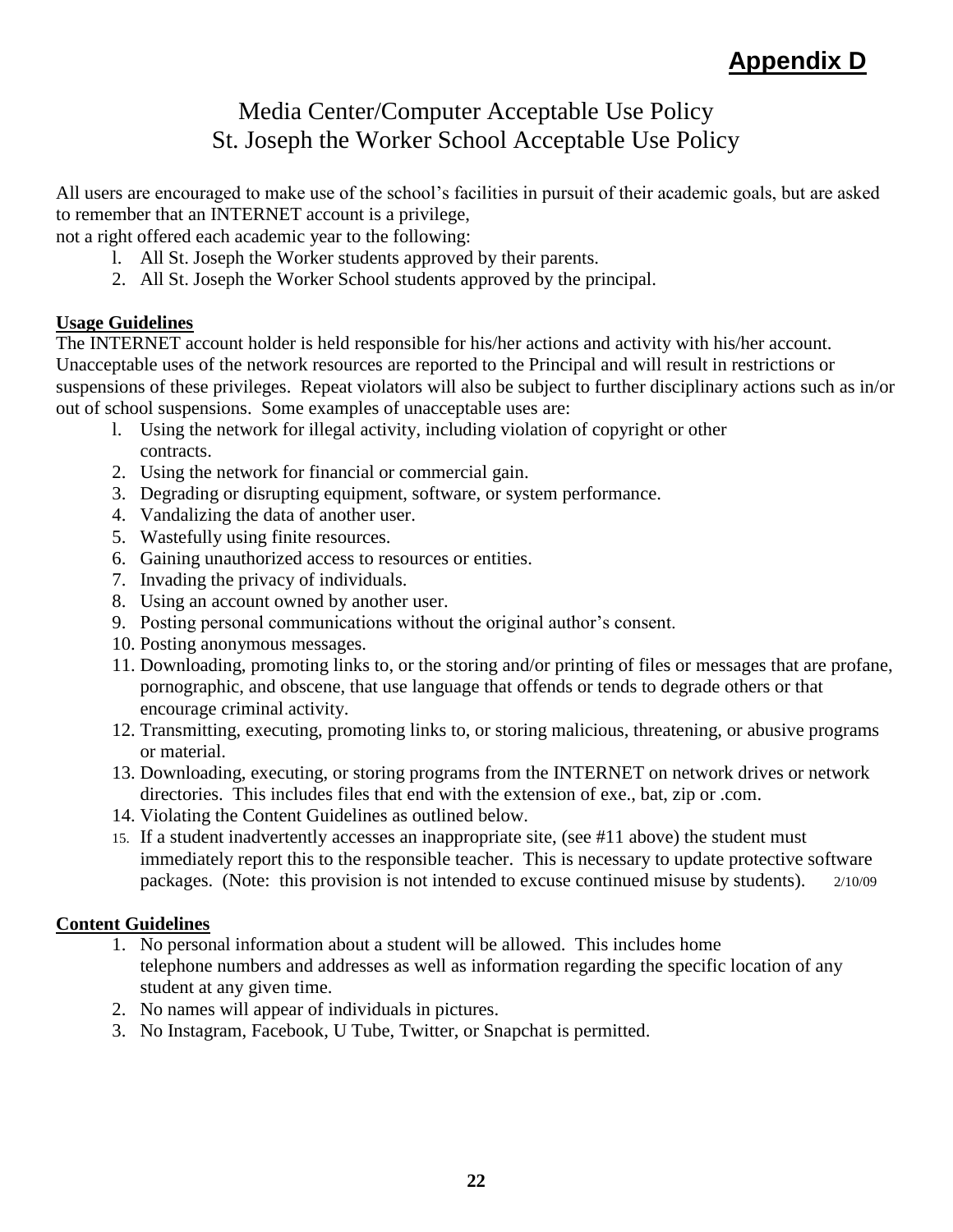# Appendix D

## Media Center/Computer Acceptable Use Policy
## St. Joseph the Worker School Acceptable Use Policy

All users are encouraged to make use of the school's facilities in pursuit of their academic goals, but are asked to remember that an INTERNET account is a privilege,
not a right offered each academic year to the following:

1. All St. Joseph the Worker students approved by their parents.
2. All St. Joseph the Worker School students approved by the principal.

**Usage Guidelines**

The INTERNET account holder is held responsible for his/her actions and activity with his/her account. Unacceptable uses of the network resources are reported to the Principal and will result in restrictions or suspensions of these privileges. Repeat violators will also be subject to further disciplinary actions such as in/or out of school suspensions. Some examples of unacceptable uses are:

1. Using the network for illegal activity, including violation of copyright or other contracts.
2. Using the network for financial or commercial gain.
3. Degrading or disrupting equipment, software, or system performance.
4. Vandalizing the data of another user.
5. Wastefully using finite resources.
6. Gaining unauthorized access to resources or entities.
7. Invading the privacy of individuals.
8. Using an account owned by another user.
9. Posting personal communications without the original author's consent.
10. Posting anonymous messages.
11. Downloading, promoting links to, or the storing and/or printing of files or messages that are profane, pornographic, and obscene, that use language that offends or tends to degrade others or that encourage criminal activity.
12. Transmitting, executing, promoting links to, or storing malicious, threatening, or abusive programs or material.
13. Downloading, executing, or storing programs from the INTERNET on network drives or network directories. This includes files that end with the extension of exe., bat, zip or .com.
14. Violating the Content Guidelines as outlined below.
15. If a student inadvertently accesses an inappropriate site, (see #11 above) the student must immediately report this to the responsible teacher. This is necessary to update protective software packages. (Note: this provision is not intended to excuse continued misuse by students). 2/10/09

**Content Guidelines**

1. No personal information about a student will be allowed. This includes home telephone numbers and addresses as well as information regarding the specific location of any student at any given time.
2. No names will appear of individuals in pictures.
3. No Instagram, Facebook, U Tube, Twitter, or Snapchat is permitted.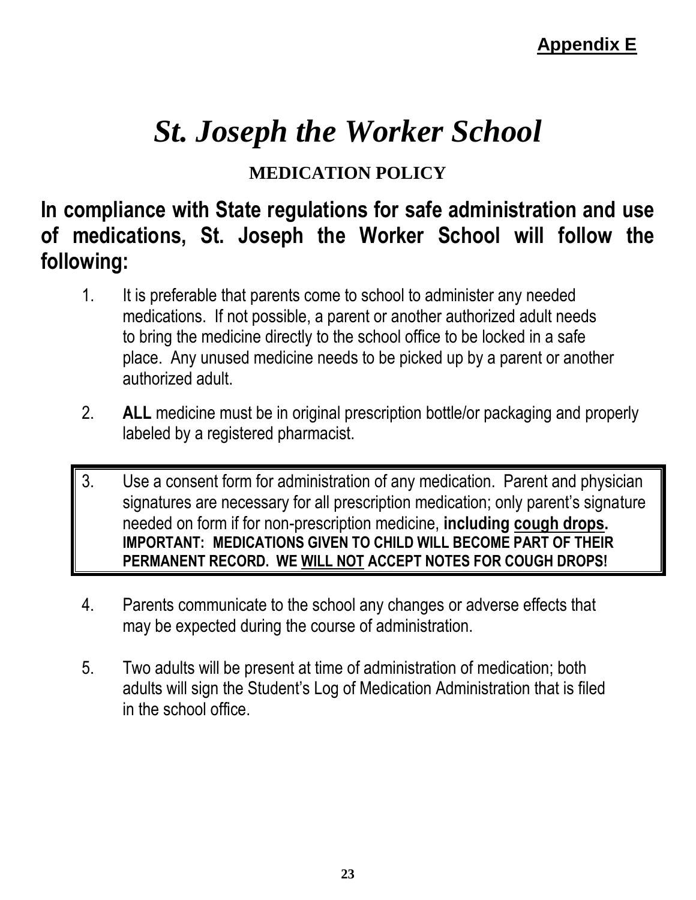**Appendix E**

# *St. Joseph the Worker School*

## MEDICATION POLICY

**In compliance with State regulations for safe administration and use of medications, St. Joseph the Worker School will follow the following:**

1. It is preferable that parents come to school to administer any needed medications. If not possible, a parent or another authorized adult needs to bring the medicine directly to the school office to be locked in a safe place. Any unused medicine needs to be picked up by a parent or another authorized adult.

2. **ALL** medicine must be in original prescription bottle/or packaging and properly labeled by a registered pharmacist.

3. Use a consent form for administration of any medication. Parent and physician signatures are necessary for all prescription medication; only parent's signature needed on form if for non-prescription medicine, **including <u>cough drops</u>.** **IMPORTANT: MEDICATIONS GIVEN TO CHILD WILL BECOME PART OF THEIR PERMANENT RECORD. WE <u>WILL NOT</u> ACCEPT NOTES FOR COUGH DROPS!**

4. Parents communicate to the school any changes or adverse effects that may be expected during the course of administration.

5. Two adults will be present at time of administration of medication; both adults will sign the Student's Log of Medication Administration that is filed in the school office.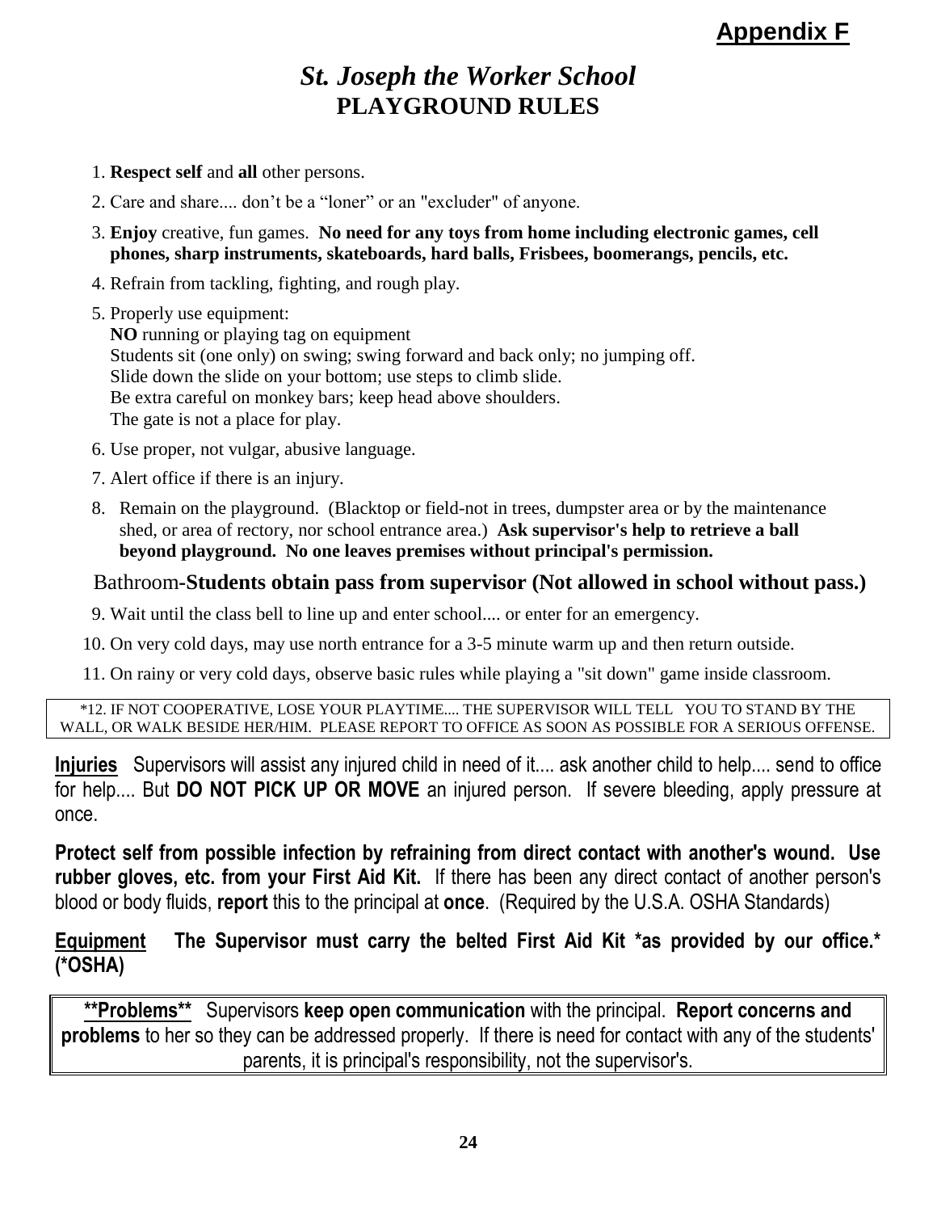**Appendix F**

# *St. Joseph the Worker School*
## PLAYGROUND RULES

1. **Respect self** and **all** other persons.
2. Care and share.... don't be a "loner" or an "excluder" of anyone.
3. **Enjoy** creative, fun games. **No need for any toys from home including electronic games, cell phones, sharp instruments, skateboards, hard balls, Frisbees, boomerangs, pencils, etc.**
4. Refrain from tackling, fighting, and rough play.
5. Properly use equipment:
   **NO** running or playing tag on equipment
   Students sit (one only) on swing; swing forward and back only; no jumping off.
   Slide down the slide on your bottom; use steps to climb slide.
   Be extra careful on monkey bars; keep head above shoulders.
   The gate is not a place for play.
6. Use proper, not vulgar, abusive language.
7. Alert office if there is an injury.
8. Remain on the playground. (Blacktop or field-not in trees, dumpster area or by the maintenance shed, or area of rectory, nor school entrance area.) **Ask supervisor's help to retrieve a ball beyond playground. No one leaves premises without principal's permission.**

Bathroom-**Students obtain pass from supervisor (Not allowed in school without pass.)**

9. Wait until the class bell to line up and enter school.... or enter for an emergency.
10. On very cold days, may use north entrance for a 3-5 minute warm up and then return outside.
11. On rainy or very cold days, observe basic rules while playing a "sit down" game inside classroom.

*12. IF NOT COOPERATIVE, LOSE YOUR PLAYTIME.... THE SUPERVISOR WILL TELL YOU TO STAND BY THE WALL, OR WALK BESIDE HER/HIM. PLEASE REPORT TO OFFICE AS SOON AS POSSIBLE FOR A SERIOUS OFFENSE.

**Injuries** Supervisors will assist any injured child in need of it.... ask another child to help.... send to office for help.... But **DO NOT PICK UP OR MOVE** an injured person. If severe bleeding, apply pressure at once.

**Protect self from possible infection by refraining from direct contact with another's wound. Use rubber gloves, etc. from your First Aid Kit.** If there has been any direct contact of another person's blood or body fluids, **report** this to the principal at **once**. (Required by the U.S.A. OSHA Standards)

**Equipment The Supervisor must carry the belted First Aid Kit *as provided by our office.* (*OSHA)**

****Problems**** Supervisors **keep open communication** with the principal. **Report concerns and problems** to her so they can be addressed properly. If there is need for contact with any of the students' parents, it is principal's responsibility, not the supervisor's.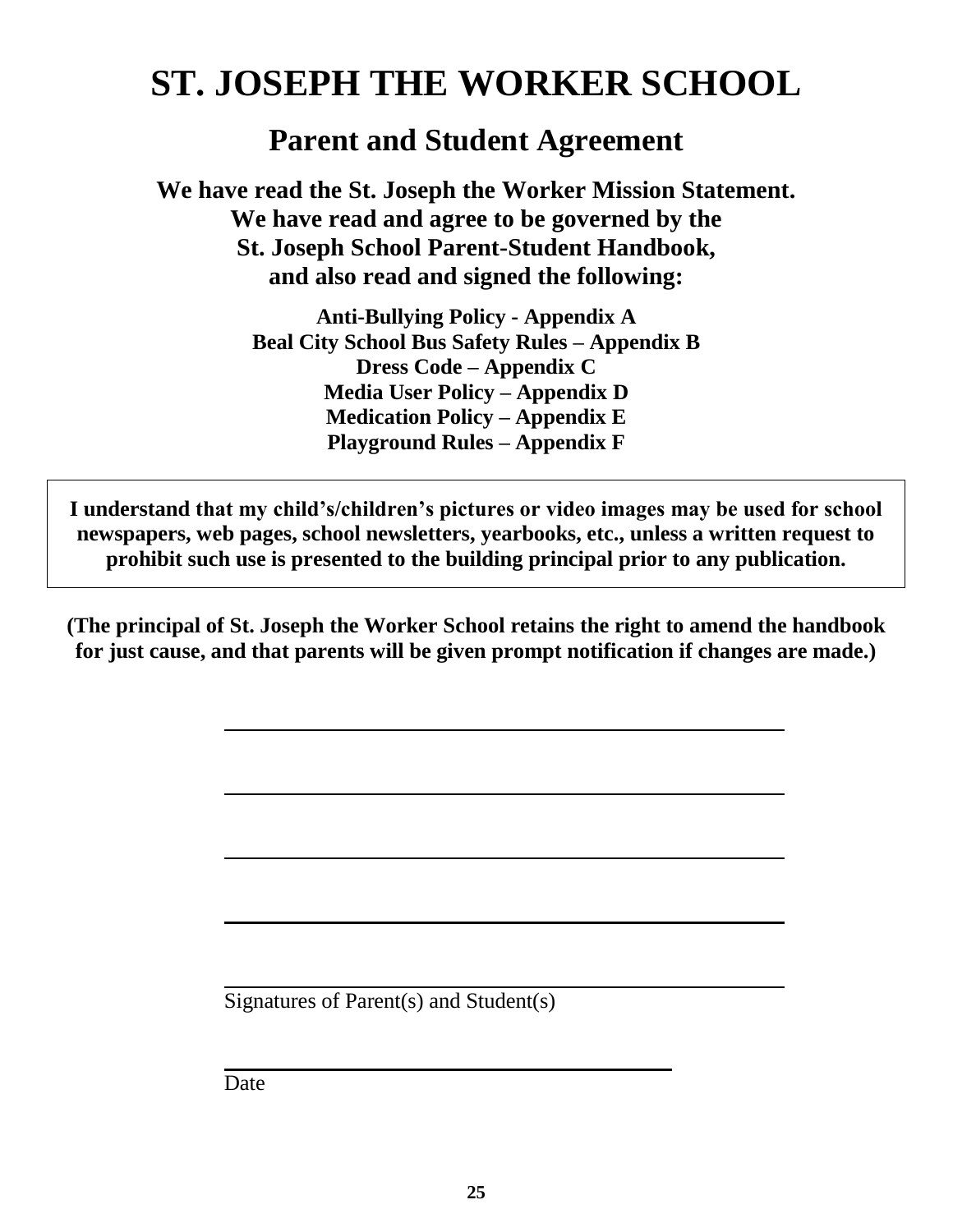# ST. JOSEPH THE WORKER SCHOOL

## Parent and Student Agreement

**We have read the St. Joseph the Worker Mission Statement.**
**We have read and agree to be governed by the**
**St. Joseph School Parent-Student Handbook,**
**and also read and signed the following:**

**Anti-Bullying Policy - Appendix A**
**Beal City School Bus Safety Rules – Appendix B**
**Dress Code – Appendix C**
**Media User Policy – Appendix D**
**Medication Policy – Appendix E**
**Playground Rules – Appendix F**

**I understand that my child's/children's pictures or video images may be used for school newspapers, web pages, school newsletters, yearbooks, etc., unless a written request to prohibit such use is presented to the building principal prior to any publication.**

**(The principal of St. Joseph the Worker School retains the right to amend the handbook for just cause, and that parents will be given prompt notification if changes are made.)**

\_\_\_\_\_\_\_\_\_\_\_\_\_\_\_\_\_\_\_\_\_\_\_\_\_\_\_\_\_\_\_\_\_\_\_\_\_\_\_\_\_\_\_\_

\_\_\_\_\_\_\_\_\_\_\_\_\_\_\_\_\_\_\_\_\_\_\_\_\_\_\_\_\_\_\_\_\_\_\_\_\_\_\_\_\_\_\_\_

\_\_\_\_\_\_\_\_\_\_\_\_\_\_\_\_\_\_\_\_\_\_\_\_\_\_\_\_\_\_\_\_\_\_\_\_\_\_\_\_\_\_\_\_

\_\_\_\_\_\_\_\_\_\_\_\_\_\_\_\_\_\_\_\_\_\_\_\_\_\_\_\_\_\_\_\_\_\_\_\_\_\_\_\_\_\_\_\_

\_\_\_\_\_\_\_\_\_\_\_\_\_\_\_\_\_\_\_\_\_\_\_\_\_\_\_\_\_\_\_\_\_\_\_\_\_\_\_\_\_\_\_\_
Signatures of Parent(s) and Student(s)

\_\_\_\_\_\_\_\_\_\_\_\_\_\_\_\_\_\_\_\_\_\_\_\_\_\_\_\_\_\_\_\_\_\_\_
Date